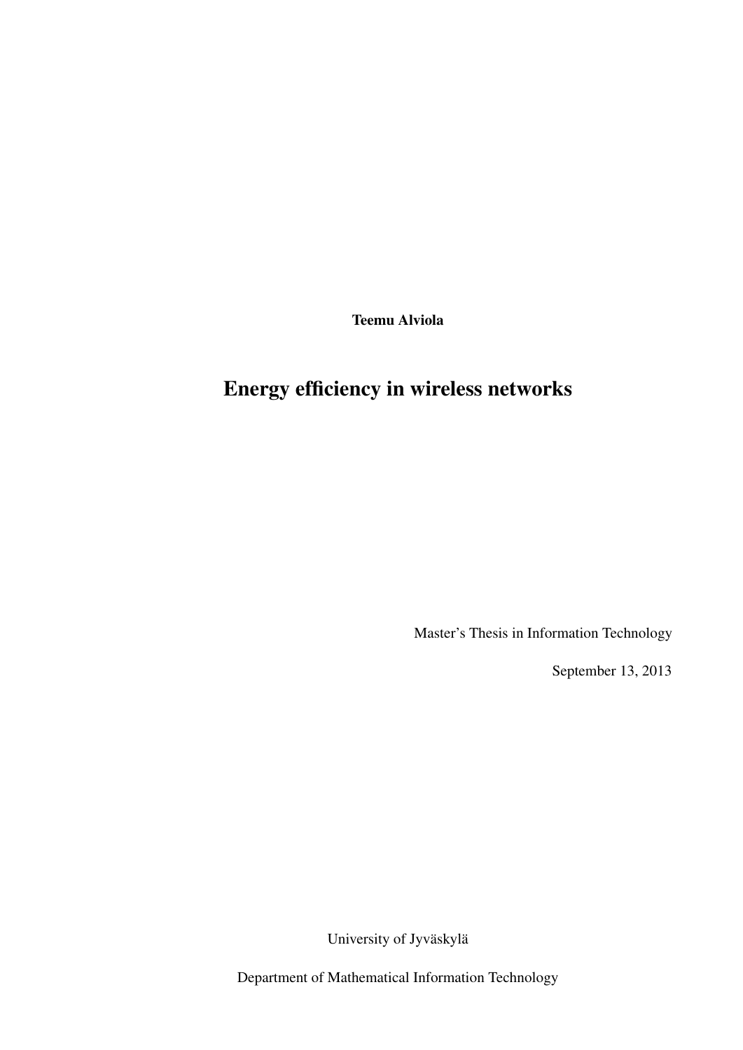**Teemu Alviola**

# Energy efficiency in wireless networks

Master's Thesis in Information Technology

September 13, 2013

University of Jyväskylä

Department of Mathematical Information Technology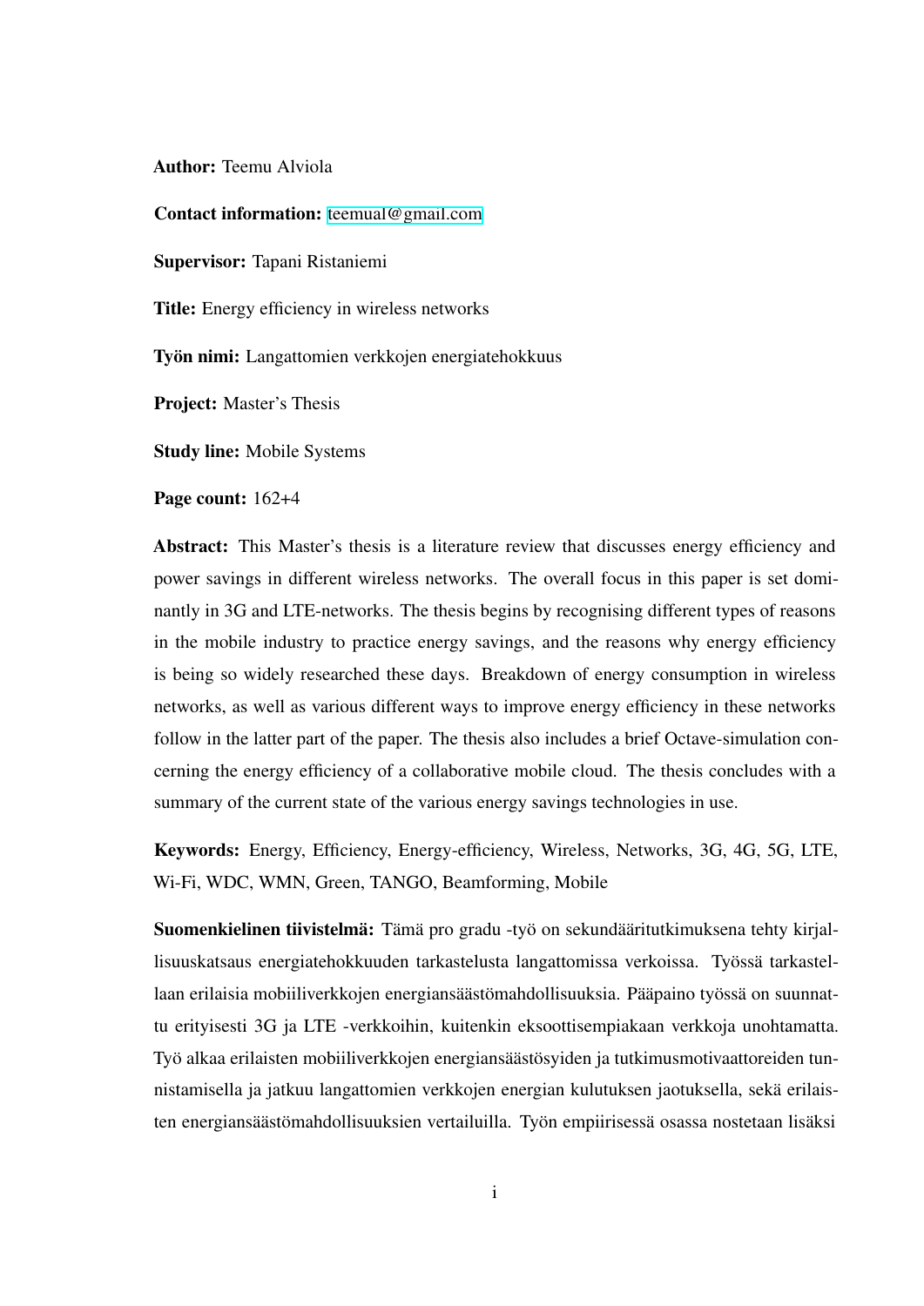**Author:** Teemu Alviola

**Contact information:** teemual@gmail.com

**Supervisor:** Tapani Ristaniemi

**Title:** Energy efficiency in wireless networks

**Työn nimi:** Langattomien verkkojen energiatehokkuus

**Project:** Master's Thesis

**Study line:** Mobile Systems

**Page count:** 162+4

**Abstract:** This Master's thesis is a literature review that discusses energy efficiency and power savings in different wireless networks. The overall focus in this paper is set dominantly in 3G and LTE-networks. The thesis begins by recognising different types of reasons in the mobile industry to practice energy savings, and the reasons why energy efficiency is being so widely researched these days. Breakdown of energy consumption in wireless networks, as well as various different ways to improve energy efficiency in these networks follow in the latter part of the paper. The thesis also includes a brief Octave-simulation concerning the energy efficiency of a collaborative mobile cloud. The thesis concludes with a summary of the current state of the various energy savings technologies in use.

**Keywords:** Energy, Efficiency, Energy-efficiency, Wireless, Networks, 3G, 4G, 5G, LTE, Wi-Fi, WDC, WMN, Green, TANGO, Beamforming, Mobile

**Suomenkielinen tiivistelmä:** Tämä pro gradu -työ on sekundääritutkimuksena tehty kirjallisuuskatsaus energiatehokkuuden tarkastelusta langattomissa verkoissa. Työssä tarkastellaan erilaisia mobiiliverkkojen energiansäästömahdollisuuksia. Pääpaino työssä on suunnattu erityisesti 3G ja LTE -verkkoihin, kuitenkin eksoottisempiakaan verkkoja unohtamatta. Työ alkaa erilaisten mobiiliverkkojen energiansäästösyiden ja tutkimusmotivaattoreiden tunnistamisella ja jatkuu langattomien verkkojen energian kulutuksen jaotuksella, sekä erilaisten energiansäästömahdollisuuksien vertailuilla. Työn empiirisessä osassa nostetaan lisäksi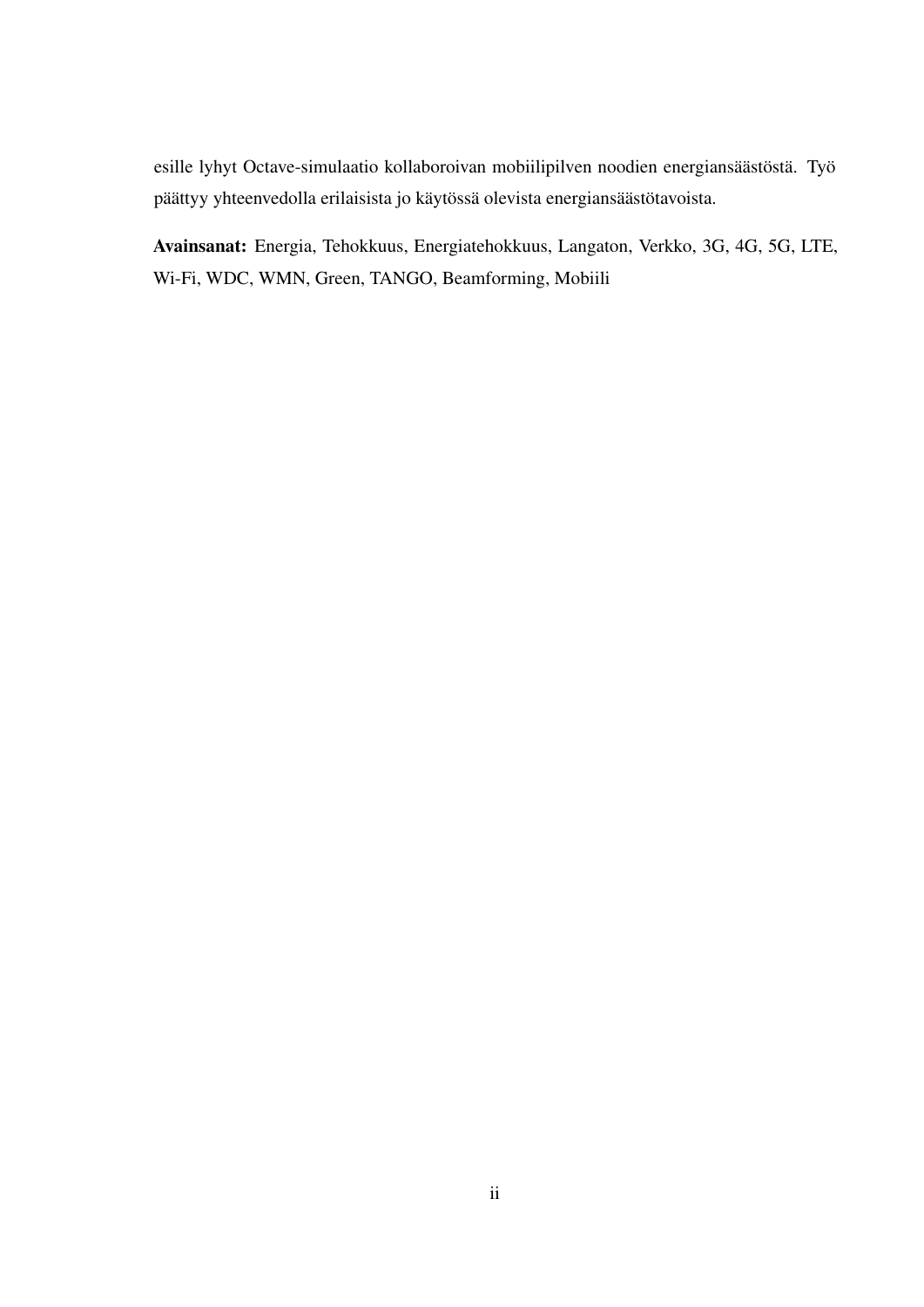esille lyhyt Octave-simulaatio kollaboroivan mobiilipilven noodien energiansäästöstä. Työ päättyy yhteenvedolla erilaisista jo käytössä olevista energiansäästötavoista.

**Avainsanat:** Energia, Tehokkuus, Energiatehokkuus, Langaton, Verkko, 3G, 4G, 5G, LTE, Wi-Fi, WDC, WMN, Green, TANGO, Beamforming, Mobiili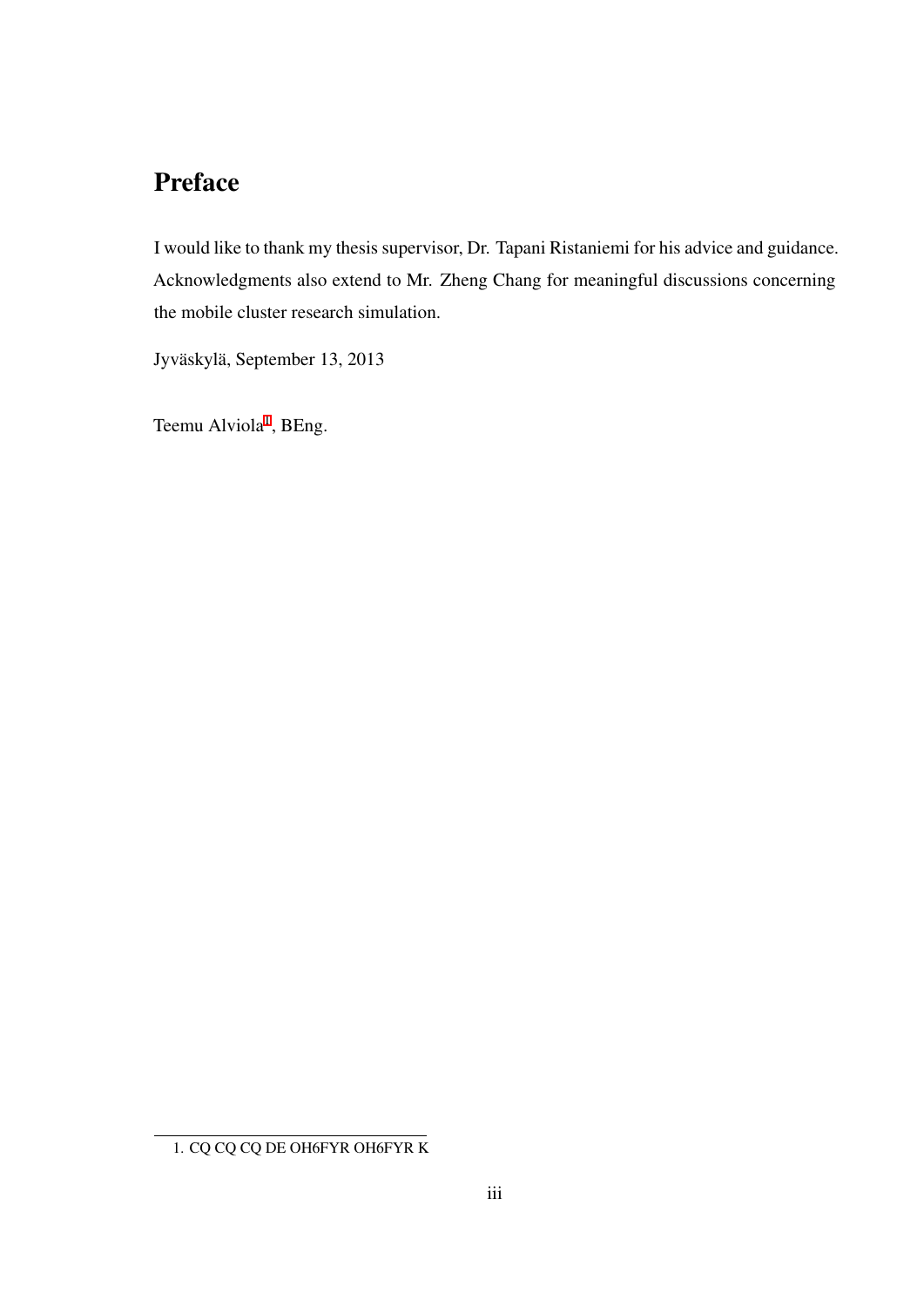# Preface

I would like to thank my thesis supervisor, Dr. Tapani Ristaniemi for his advice and guidance. Acknowledgments also extend to Mr. Zheng Chang for meaningful discussions concerning the mobile cluster research simulation.

Jyväskylä, September 13, 2013

Teemu Alviola[1], BEng.

1. CQ CQ CQ DE OH6FYR OH6FYR K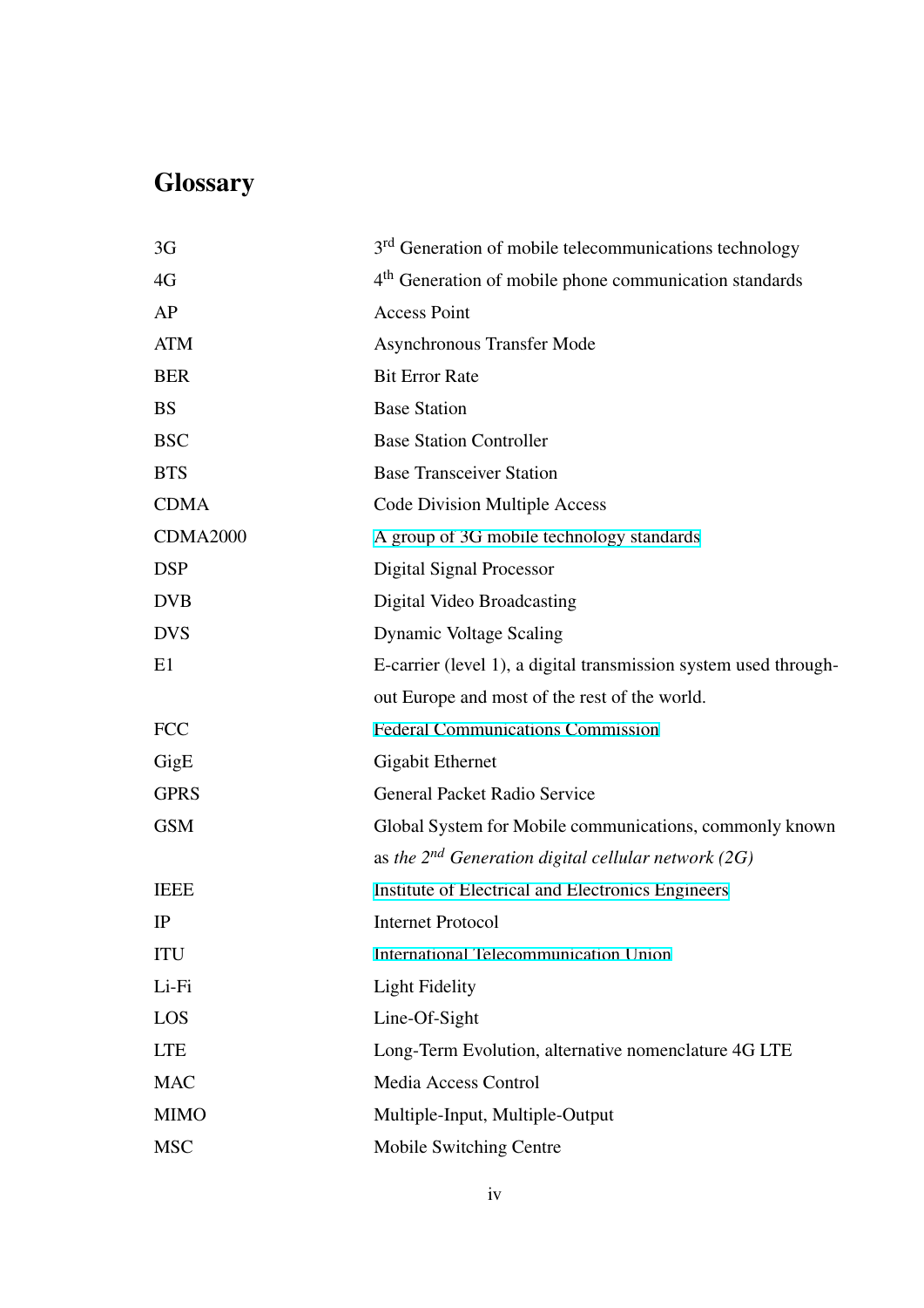# Glossary

| | |
|---|---|
| 3G | 3rd Generation of mobile telecommunications technology |
| 4G | 4th Generation of mobile phone communication standards |
| AP | Access Point |
| ATM | Asynchronous Transfer Mode |
| BER | Bit Error Rate |
| BS | Base Station |
| BSC | Base Station Controller |
| BTS | Base Transceiver Station |
| CDMA | Code Division Multiple Access |
| CDMA2000 | A group of 3G mobile technology standards |
| DSP | Digital Signal Processor |
| DVB | Digital Video Broadcasting |
| DVS | Dynamic Voltage Scaling |
| E1 | E-carrier (level 1), a digital transmission system used throughout Europe and most of the rest of the world. |
| FCC | Federal Communications Commission |
| GigE | Gigabit Ethernet |
| GPRS | General Packet Radio Service |
| GSM | Global System for Mobile communications, commonly known as *the 2nd Generation digital cellular network (2G)* |
| IEEE | Institute of Electrical and Electronics Engineers |
| IP | Internet Protocol |
| ITU | International Telecommunication Union |
| Li-Fi | Light Fidelity |
| LOS | Line-Of-Sight |
| LTE | Long-Term Evolution, alternative nomenclature 4G LTE |
| MAC | Media Access Control |
| MIMO | Multiple-Input, Multiple-Output |
| MSC | Mobile Switching Centre |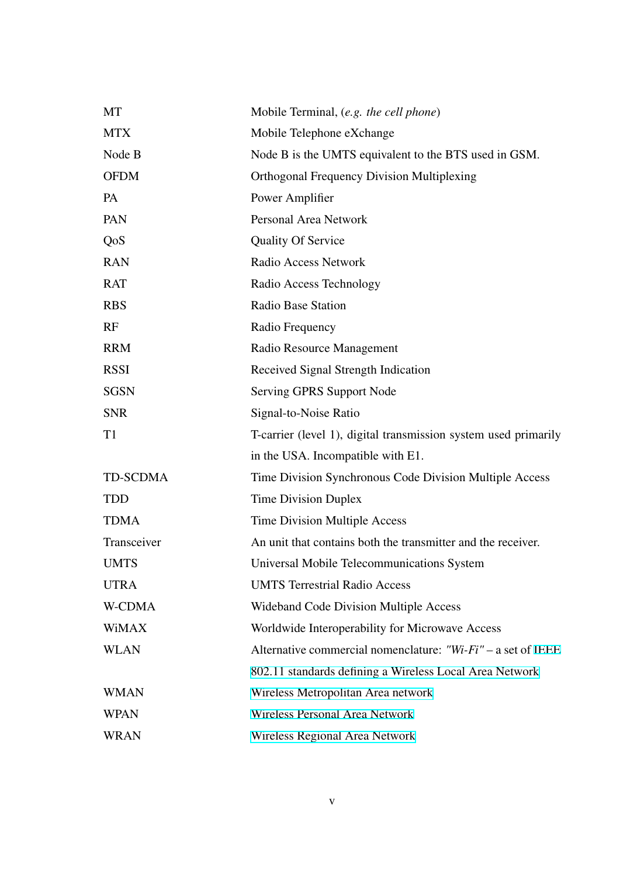| | |
|---|---|
| MT | Mobile Terminal, (*e.g. the cell phone*) |
| MTX | Mobile Telephone eXchange |
| Node B | Node B is the UMTS equivalent to the BTS used in GSM. |
| OFDM | Orthogonal Frequency Division Multiplexing |
| PA | Power Amplifier |
| PAN | Personal Area Network |
| QoS | Quality Of Service |
| RAN | Radio Access Network |
| RAT | Radio Access Technology |
| RBS | Radio Base Station |
| RF | Radio Frequency |
| RRM | Radio Resource Management |
| RSSI | Received Signal Strength Indication |
| SGSN | Serving GPRS Support Node |
| SNR | Signal-to-Noise Ratio |
| T1 | T-carrier (level 1), digital transmission system used primarily in the USA. Incompatible with E1. |
| TD-SCDMA | Time Division Synchronous Code Division Multiple Access |
| TDD | Time Division Duplex |
| TDMA | Time Division Multiple Access |
| Transceiver | An unit that contains both the transmitter and the receiver. |
| UMTS | Universal Mobile Telecommunications System |
| UTRA | UMTS Terrestrial Radio Access |
| W-CDMA | Wideband Code Division Multiple Access |
| WiMAX | Worldwide Interoperability for Microwave Access |
| WLAN | Alternative commercial nomenclature: *"Wi-Fi"* – a set of IEEE 802.11 standards defining a Wireless Local Area Network |
| WMAN | Wireless Metropolitan Area network |
| WPAN | Wireless Personal Area Network |
| WRAN | Wireless Regional Area Network |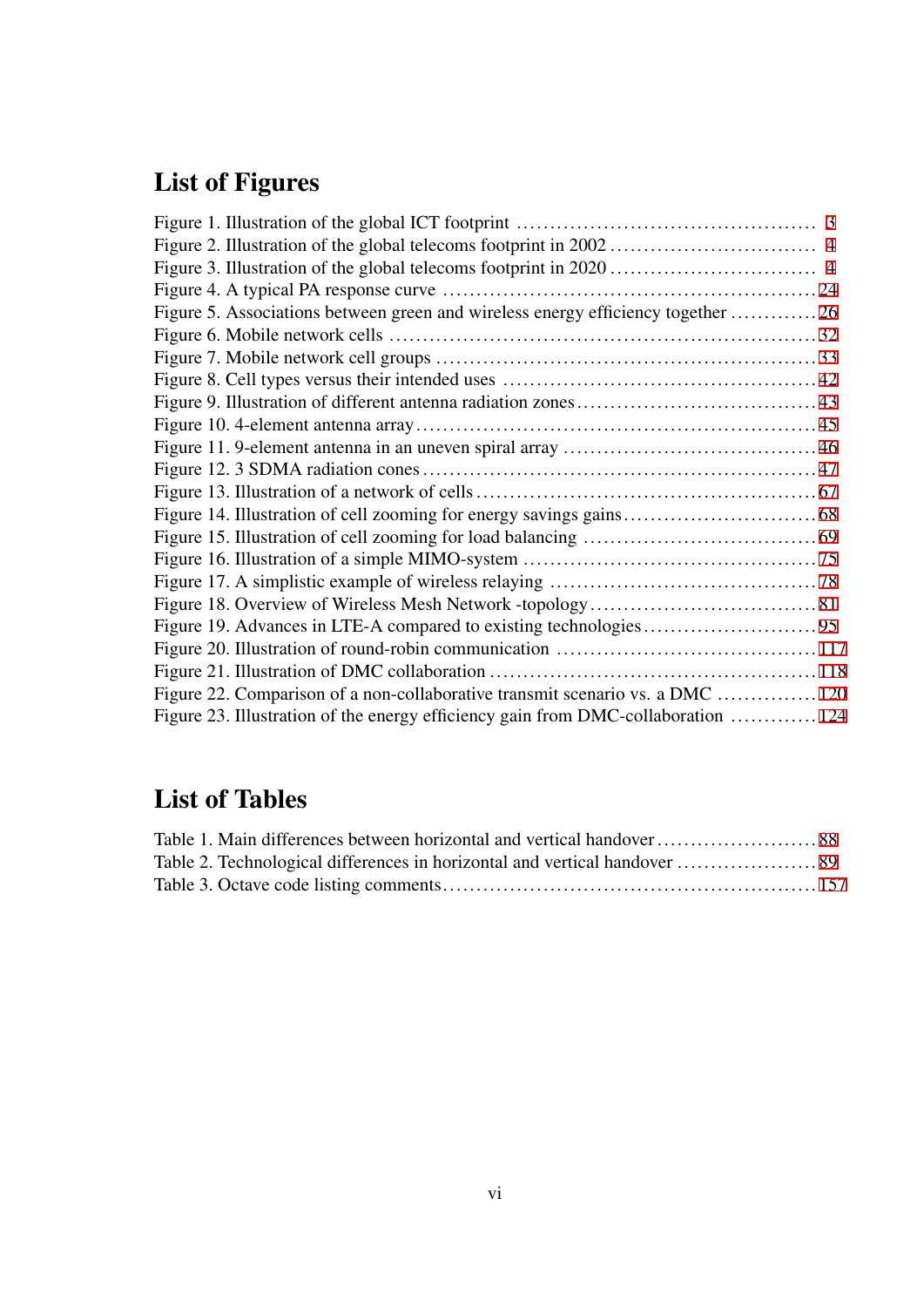## List of Figures

Figure 1. Illustration of the global ICT footprint ..... 3
Figure 2. Illustration of the global telecoms footprint in 2002 ..... 4
Figure 3. Illustration of the global telecoms footprint in 2020 ..... 4
Figure 4. A typical PA response curve ..... 24
Figure 5. Associations between green and wireless energy efficiency together ..... 26
Figure 6. Mobile network cells ..... 32
Figure 7. Mobile network cell groups ..... 33
Figure 8. Cell types versus their intended uses ..... 42
Figure 9. Illustration of different antenna radiation zones ..... 43
Figure 10. 4-element antenna array ..... 45
Figure 11. 9-element antenna in an uneven spiral array ..... 46
Figure 12. 3 SDMA radiation cones ..... 47
Figure 13. Illustration of a network of cells ..... 67
Figure 14. Illustration of cell zooming for energy savings gains ..... 68
Figure 15. Illustration of cell zooming for load balancing ..... 69
Figure 16. Illustration of a simple MIMO-system ..... 75
Figure 17. A simplistic example of wireless relaying ..... 78
Figure 18. Overview of Wireless Mesh Network -topology ..... 81
Figure 19. Advances in LTE-A compared to existing technologies ..... 95
Figure 20. Illustration of round-robin communication ..... 117
Figure 21. Illustration of DMC collaboration ..... 118
Figure 22. Comparison of a non-collaborative transmit scenario vs. a DMC ..... 120
Figure 23. Illustration of the energy efficiency gain from DMC-collaboration ..... 124

## List of Tables

Table 1. Main differences between horizontal and vertical handover ..... 88
Table 2. Technological differences in horizontal and vertical handover ..... 89
Table 3. Octave code listing comments ..... 157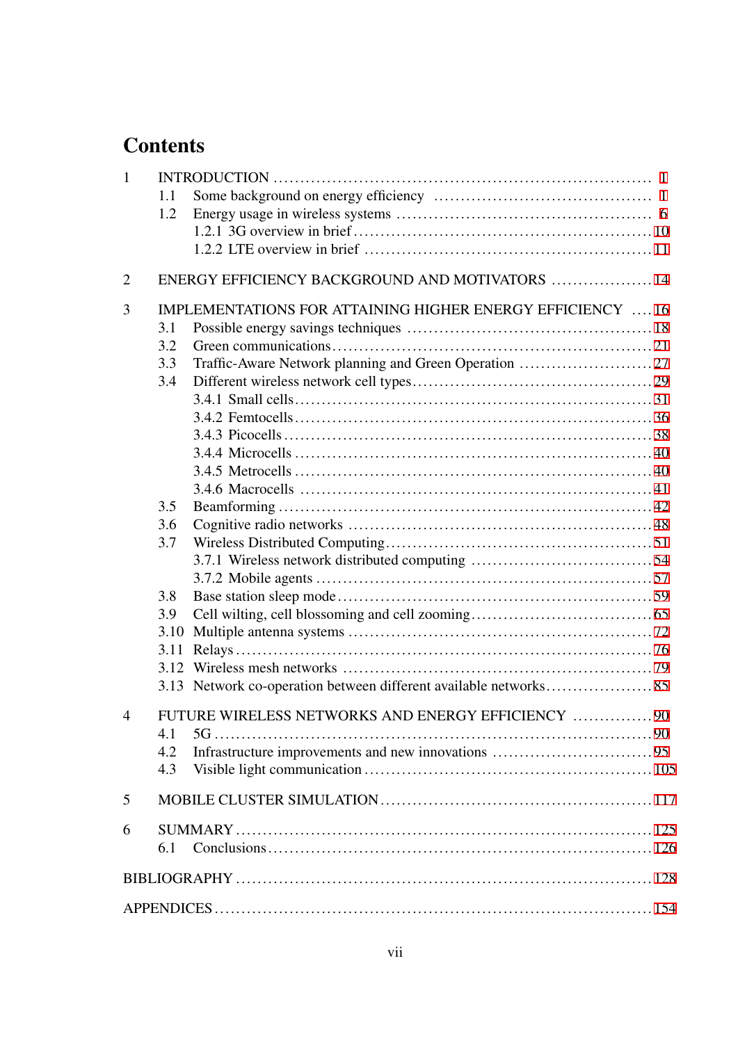# Contents

1 INTRODUCTION ..... 1
- 1.1 Some background on energy efficiency ..... 1
- 1.2 Energy usage in wireless systems ..... 6
  - 1.2.1 3G overview in brief ..... 10
  - 1.2.2 LTE overview in brief ..... 11

2 ENERGY EFFICIENCY BACKGROUND AND MOTIVATORS ..... 14

3 IMPLEMENTATIONS FOR ATTAINING HIGHER ENERGY EFFICIENCY ..... 16
- 3.1 Possible energy savings techniques ..... 18
- 3.2 Green communications ..... 21
- 3.3 Traffic-Aware Network planning and Green Operation ..... 27
- 3.4 Different wireless network cell types ..... 29
  - 3.4.1 Small cells ..... 31
  - 3.4.2 Femtocells ..... 36
  - 3.4.3 Picocells ..... 38
  - 3.4.4 Microcells ..... 40
  - 3.4.5 Metrocells ..... 40
  - 3.4.6 Macrocells ..... 41
- 3.5 Beamforming ..... 42
- 3.6 Cognitive radio networks ..... 48
- 3.7 Wireless Distributed Computing ..... 51
  - 3.7.1 Wireless network distributed computing ..... 54
  - 3.7.2 Mobile agents ..... 57
- 3.8 Base station sleep mode ..... 59
- 3.9 Cell wilting, cell blossoming and cell zooming ..... 65
- 3.10 Multiple antenna systems ..... 72
- 3.11 Relays ..... 76
- 3.12 Wireless mesh networks ..... 79
- 3.13 Network co-operation between different available networks ..... 85

4 FUTURE WIRELESS NETWORKS AND ENERGY EFFICIENCY ..... 90
- 4.1 5G ..... 90
- 4.2 Infrastructure improvements and new innovations ..... 95
- 4.3 Visible light communication ..... 105

5 MOBILE CLUSTER SIMULATION ..... 117

6 SUMMARY ..... 125
- 6.1 Conclusions ..... 126

BIBLIOGRAPHY ..... 128

APPENDICES ..... 154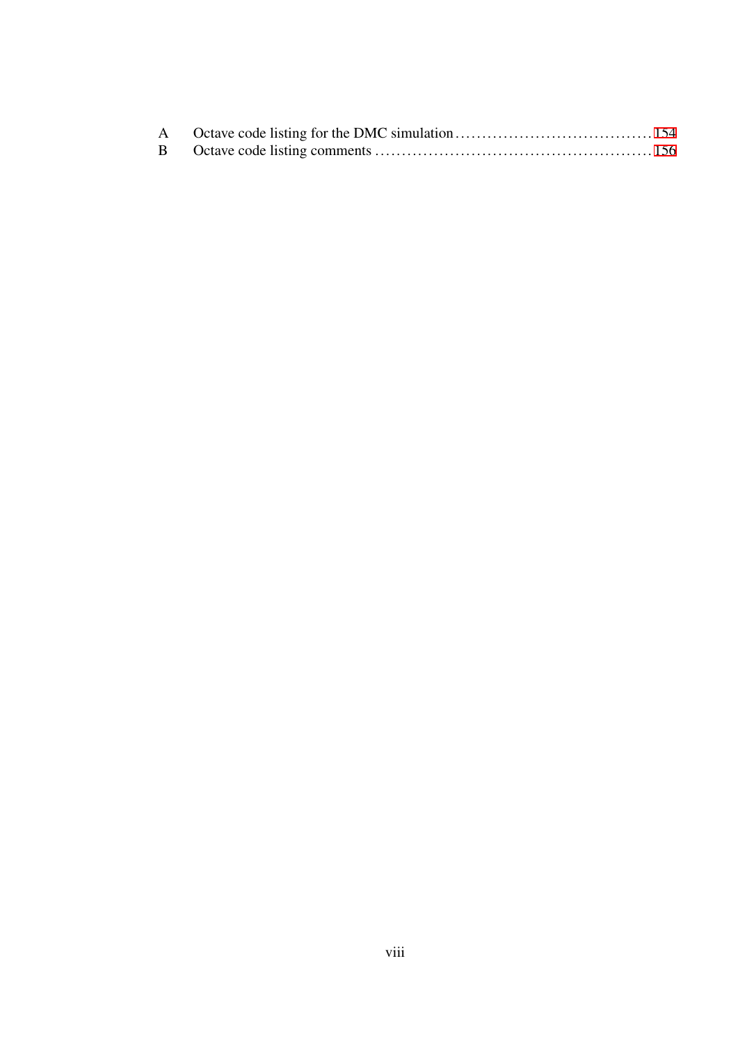A Octave code listing for the DMC simulation .................................... 154

B Octave code listing comments ................................................... 156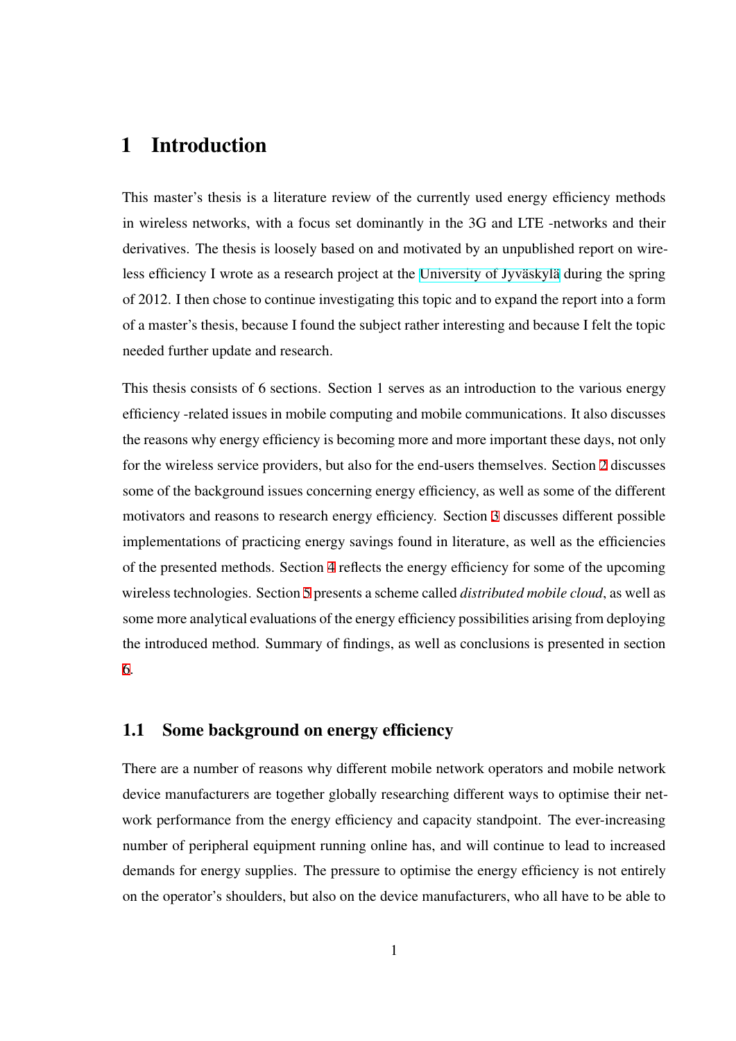# 1 Introduction

This master's thesis is a literature review of the currently used energy efficiency methods in wireless networks, with a focus set dominantly in the 3G and LTE -networks and their derivatives. The thesis is loosely based on and motivated by an unpublished report on wireless efficiency I wrote as a research project at the University of Jyväskylä during the spring of 2012. I then chose to continue investigating this topic and to expand the report into a form of a master's thesis, because I found the subject rather interesting and because I felt the topic needed further update and research.

This thesis consists of 6 sections. Section 1 serves as an introduction to the various energy efficiency -related issues in mobile computing and mobile communications. It also discusses the reasons why energy efficiency is becoming more and more important these days, not only for the wireless service providers, but also for the end-users themselves. Section 2 discusses some of the background issues concerning energy efficiency, as well as some of the different motivators and reasons to research energy efficiency. Section 3 discusses different possible implementations of practicing energy savings found in literature, as well as the efficiencies of the presented methods. Section 4 reflects the energy efficiency for some of the upcoming wireless technologies. Section 5 presents a scheme called *distributed mobile cloud*, as well as some more analytical evaluations of the energy efficiency possibilities arising from deploying the introduced method. Summary of findings, as well as conclusions is presented in section 6.

## 1.1 Some background on energy efficiency

There are a number of reasons why different mobile network operators and mobile network device manufacturers are together globally researching different ways to optimise their network performance from the energy efficiency and capacity standpoint. The ever-increasing number of peripheral equipment running online has, and will continue to lead to increased demands for energy supplies. The pressure to optimise the energy efficiency is not entirely on the operator's shoulders, but also on the device manufacturers, who all have to be able to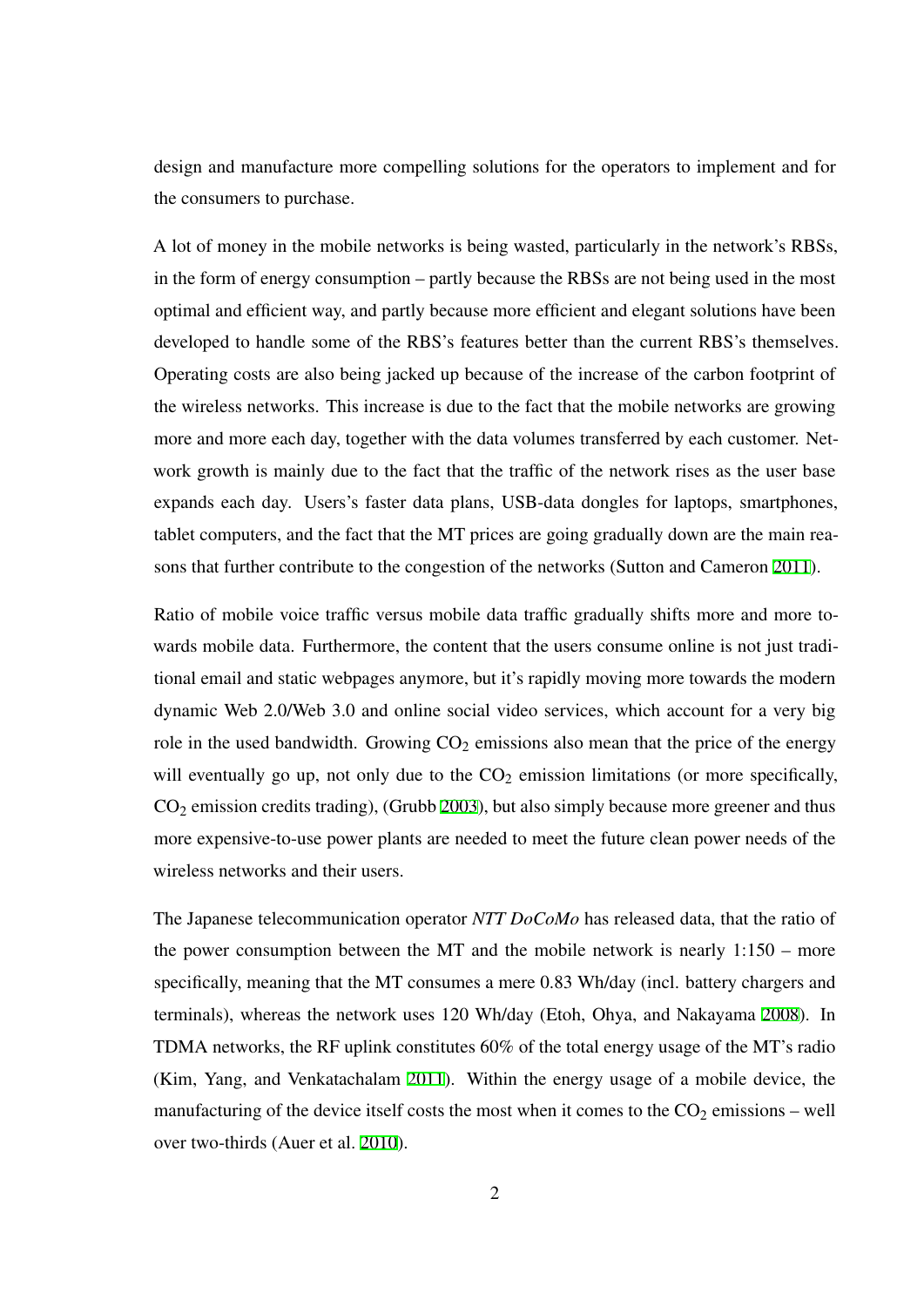design and manufacture more compelling solutions for the operators to implement and for the consumers to purchase.

A lot of money in the mobile networks is being wasted, particularly in the network's RBSs, in the form of energy consumption – partly because the RBSs are not being used in the most optimal and efficient way, and partly because more efficient and elegant solutions have been developed to handle some of the RBS's features better than the current RBS's themselves. Operating costs are also being jacked up because of the increase of the carbon footprint of the wireless networks. This increase is due to the fact that the mobile networks are growing more and more each day, together with the data volumes transferred by each customer. Network growth is mainly due to the fact that the traffic of the network rises as the user base expands each day. Users's faster data plans, USB-data dongles for laptops, smartphones, tablet computers, and the fact that the MT prices are going gradually down are the main reasons that further contribute to the congestion of the networks (Sutton and Cameron 2011).

Ratio of mobile voice traffic versus mobile data traffic gradually shifts more and more towards mobile data. Furthermore, the content that the users consume online is not just traditional email and static webpages anymore, but it's rapidly moving more towards the modern dynamic Web 2.0/Web 3.0 and online social video services, which account for a very big role in the used bandwidth. Growing $CO_2$ emissions also mean that the price of the energy will eventually go up, not only due to the $CO_2$ emission limitations (or more specifically, $CO_2$ emission credits trading), (Grubb 2003), but also simply because more greener and thus more expensive-to-use power plants are needed to meet the future clean power needs of the wireless networks and their users.

The Japanese telecommunication operator *NTT DoCoMo* has released data, that the ratio of the power consumption between the MT and the mobile network is nearly 1:150 – more specifically, meaning that the MT consumes a mere 0.83 Wh/day (incl. battery chargers and terminals), whereas the network uses 120 Wh/day (Etoh, Ohya, and Nakayama 2008). In TDMA networks, the RF uplink constitutes 60% of the total energy usage of the MT's radio (Kim, Yang, and Venkatachalam 2011). Within the energy usage of a mobile device, the manufacturing of the device itself costs the most when it comes to the $CO_2$ emissions – well over two-thirds (Auer et al. 2010).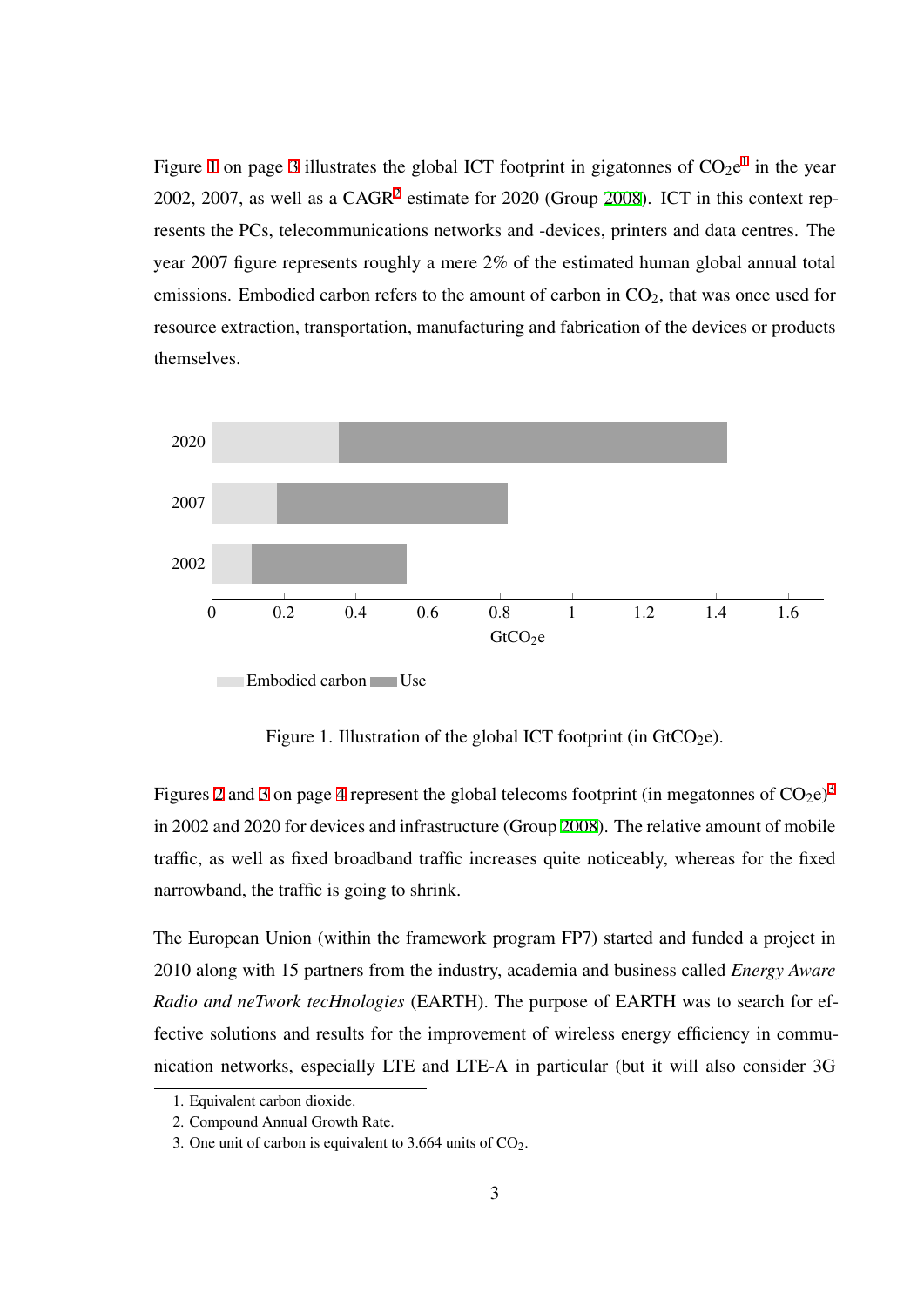Figure 1 on page 3 illustrates the global ICT footprint in gigatonnes of $CO_2e$[1] in the year 2002, 2007, as well as a CAGR[2] estimate for 2020 (Group 2008). ICT in this context represents the PCs, telecommunications networks and -devices, printers and data centres. The year 2007 figure represents roughly a mere 2% of the estimated human global annual total emissions. Embodied carbon refers to the amount of carbon in $CO_2$, that was once used for resource extraction, transportation, manufacturing and fabrication of the devices or products themselves.

Figure 1. Illustration of the global ICT footprint (in $GtCO_2e$).

Figures 2 and 3 on page 4 represent the global telecoms footprint (in megatonnes of $CO_2e$)[3] in 2002 and 2020 for devices and infrastructure (Group 2008). The relative amount of mobile traffic, as well as fixed broadband traffic increases quite noticeably, whereas for the fixed narrowband, the traffic is going to shrink.

The European Union (within the framework program FP7) started and funded a project in 2010 along with 15 partners from the industry, academia and business called *Energy Aware Radio and neTwork tecHnologies* (EARTH). The purpose of EARTH was to search for effective solutions and results for the improvement of wireless energy efficiency in communication networks, especially LTE and LTE-A in particular (but it will also consider 3G

1. Equivalent carbon dioxide.
2. Compound Annual Growth Rate.
3. One unit of carbon is equivalent to 3.664 units of $CO_2$.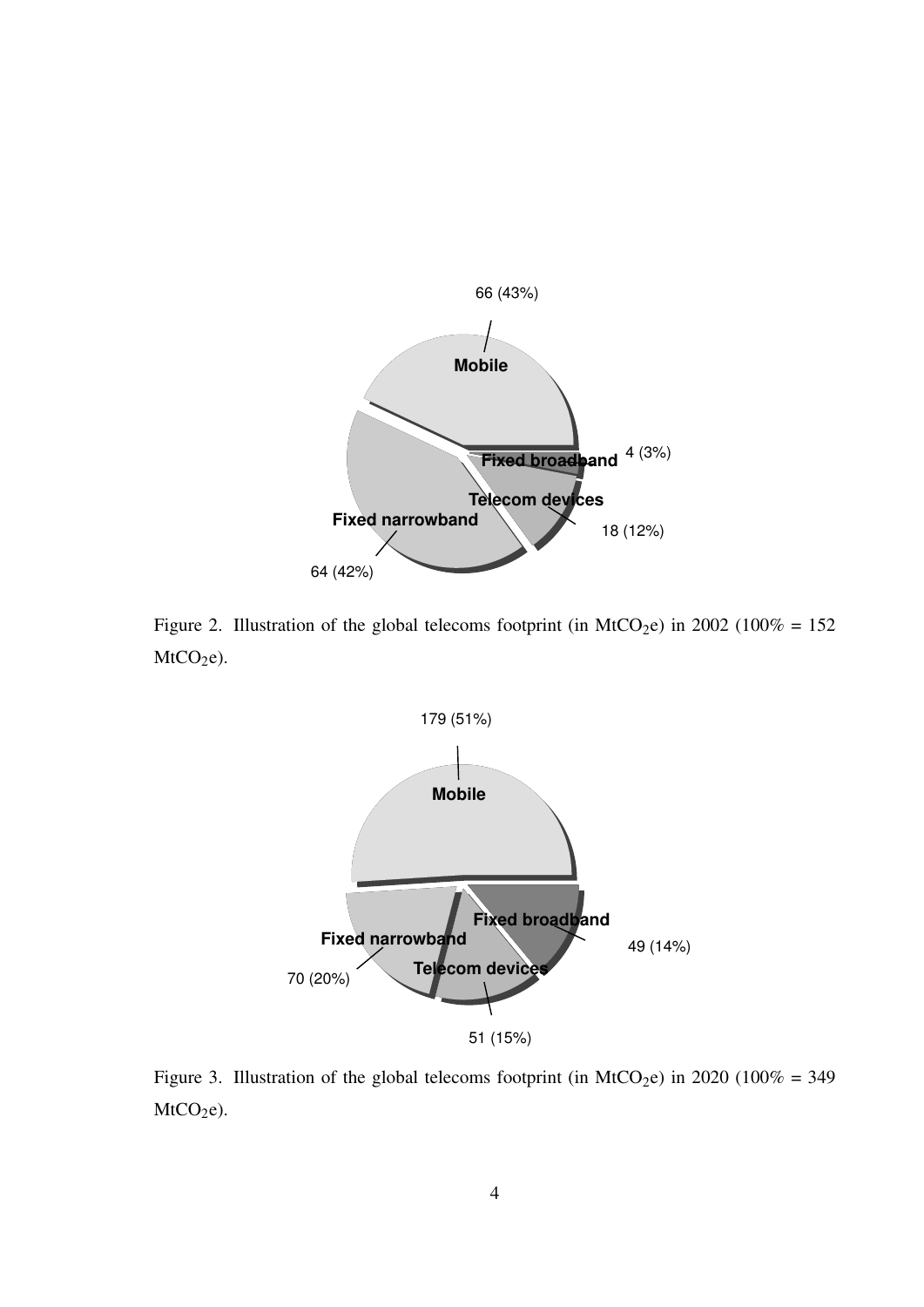Figure 2. Illustration of the global telecoms footprint (in $MtCO_2e$) in 2002 (100% = 152 $MtCO_2e$).

Figure 3. Illustration of the global telecoms footprint (in $MtCO_2e$) in 2020 (100% = 349 $MtCO_2e$).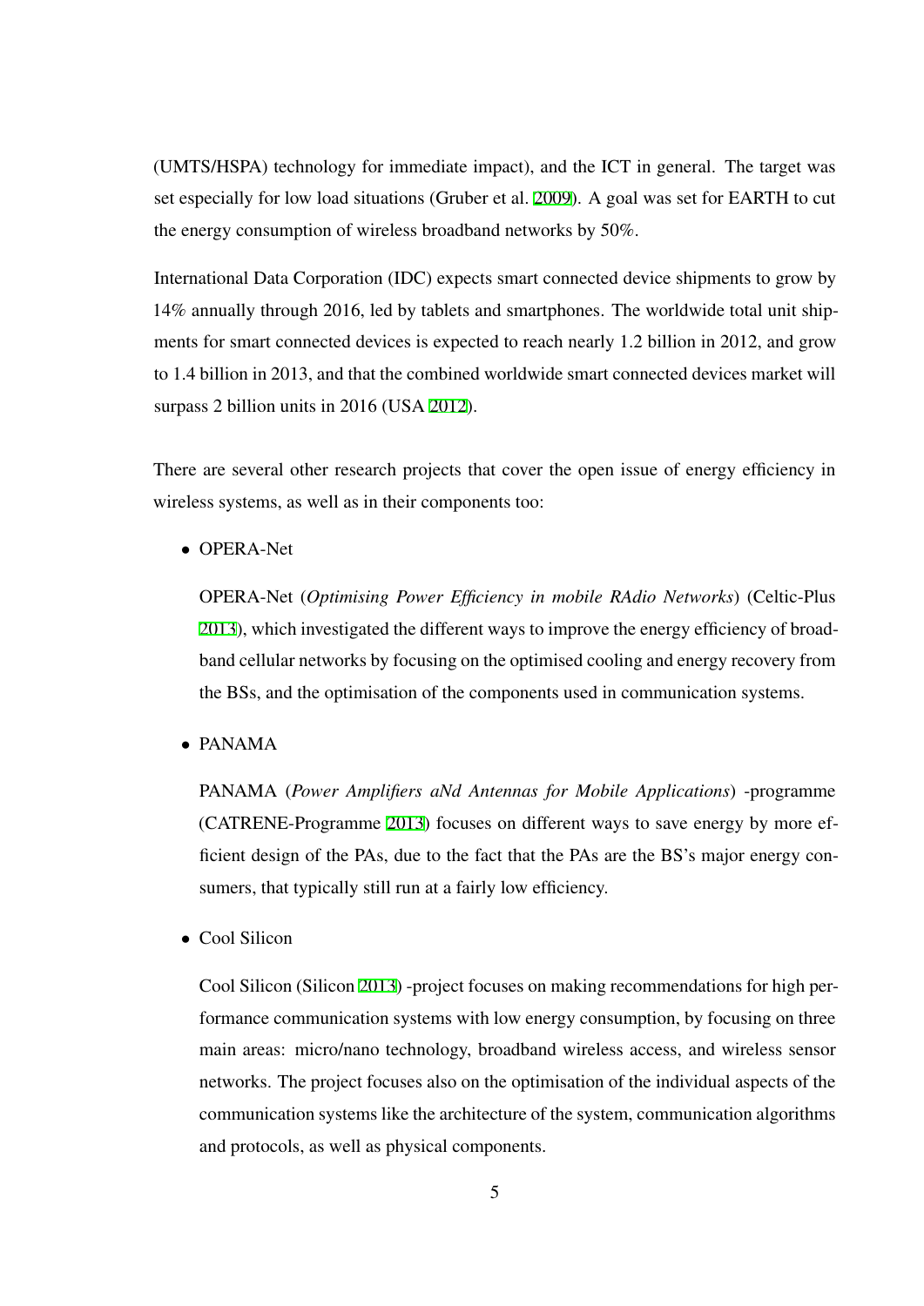(UMTS/HSPA) technology for immediate impact), and the ICT in general. The target was set especially for low load situations (Gruber et al. 2009). A goal was set for EARTH to cut the energy consumption of wireless broadband networks by 50%.

International Data Corporation (IDC) expects smart connected device shipments to grow by 14% annually through 2016, led by tablets and smartphones. The worldwide total unit shipments for smart connected devices is expected to reach nearly 1.2 billion in 2012, and grow to 1.4 billion in 2013, and that the combined worldwide smart connected devices market will surpass 2 billion units in 2016 (USA 2012).

There are several other research projects that cover the open issue of energy efficiency in wireless systems, as well as in their components too:

- OPERA-Net

  OPERA-Net (*Optimising Power Efficiency in mobile RAdio Networks*) (Celtic-Plus 2013), which investigated the different ways to improve the energy efficiency of broadband cellular networks by focusing on the optimised cooling and energy recovery from the BSs, and the optimisation of the components used in communication systems.

- PANAMA

  PANAMA (*Power Amplifiers aNd Antennas for Mobile Applications*) -programme (CATRENE-Programme 2013) focuses on different ways to save energy by more efficient design of the PAs, due to the fact that the PAs are the BS's major energy consumers, that typically still run at a fairly low efficiency.

- Cool Silicon

  Cool Silicon (Silicon 2013) -project focuses on making recommendations for high performance communication systems with low energy consumption, by focusing on three main areas: micro/nano technology, broadband wireless access, and wireless sensor networks. The project focuses also on the optimisation of the individual aspects of the communication systems like the architecture of the system, communication algorithms and protocols, as well as physical components.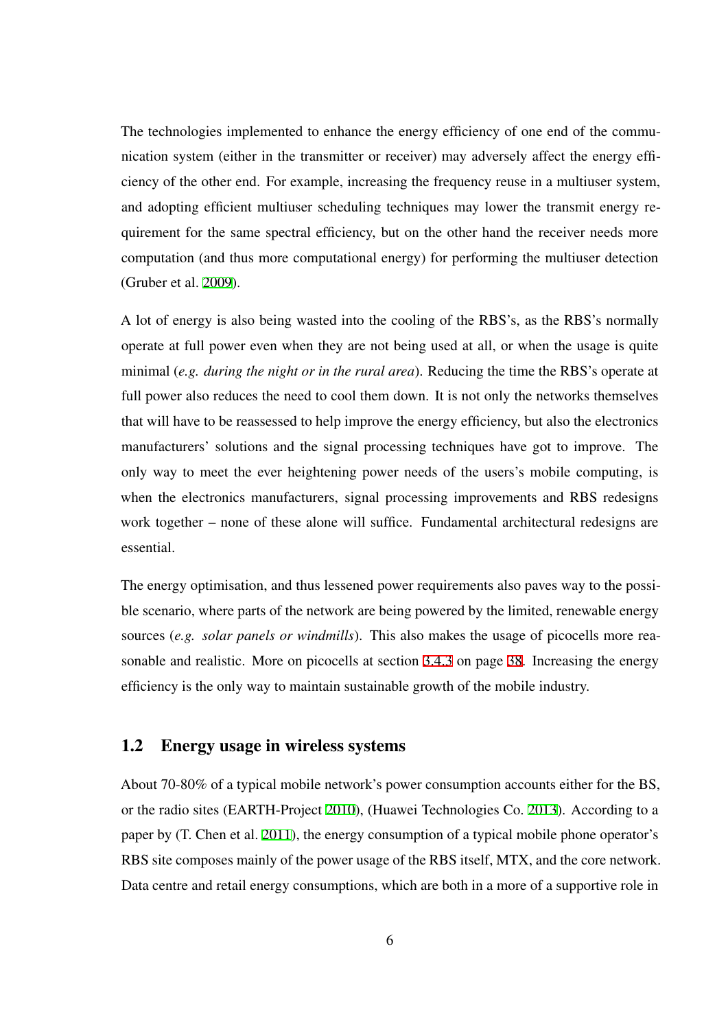The technologies implemented to enhance the energy efficiency of one end of the communication system (either in the transmitter or receiver) may adversely affect the energy efficiency of the other end. For example, increasing the frequency reuse in a multiuser system, and adopting efficient multiuser scheduling techniques may lower the transmit energy requirement for the same spectral efficiency, but on the other hand the receiver needs more computation (and thus more computational energy) for performing the multiuser detection (Gruber et al. 2009).

A lot of energy is also being wasted into the cooling of the RBS's, as the RBS's normally operate at full power even when they are not being used at all, or when the usage is quite minimal (*e.g. during the night or in the rural area*). Reducing the time the RBS's operate at full power also reduces the need to cool them down. It is not only the networks themselves that will have to be reassessed to help improve the energy efficiency, but also the electronics manufacturers' solutions and the signal processing techniques have got to improve. The only way to meet the ever heightening power needs of the users's mobile computing, is when the electronics manufacturers, signal processing improvements and RBS redesigns work together – none of these alone will suffice. Fundamental architectural redesigns are essential.

The energy optimisation, and thus lessened power requirements also paves way to the possible scenario, where parts of the network are being powered by the limited, renewable energy sources (*e.g. solar panels or windmills*). This also makes the usage of picocells more reasonable and realistic. More on picocells at section 3.4.3 on page 38. Increasing the energy efficiency is the only way to maintain sustainable growth of the mobile industry.

## 1.2 Energy usage in wireless systems

About 70-80% of a typical mobile network's power consumption accounts either for the BS, or the radio sites (EARTH-Project 2010), (Huawei Technologies Co. 2013). According to a paper by (T. Chen et al. 2011), the energy consumption of a typical mobile phone operator's RBS site composes mainly of the power usage of the RBS itself, MTX, and the core network. Data centre and retail energy consumptions, which are both in a more of a supportive role in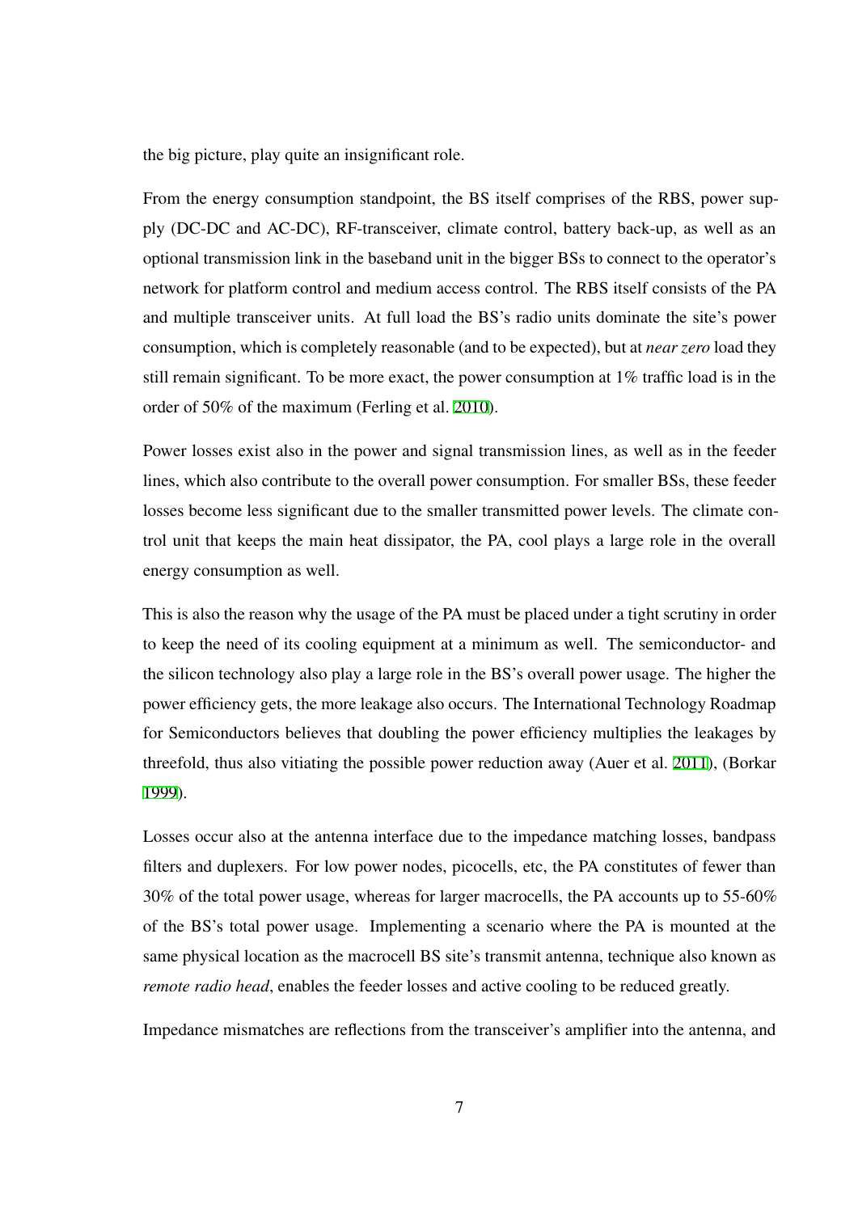the big picture, play quite an insignificant role.

From the energy consumption standpoint, the BS itself comprises of the RBS, power supply (DC-DC and AC-DC), RF-transceiver, climate control, battery back-up, as well as an optional transmission link in the baseband unit in the bigger BSs to connect to the operator's network for platform control and medium access control. The RBS itself consists of the PA and multiple transceiver units. At full load the BS's radio units dominate the site's power consumption, which is completely reasonable (and to be expected), but at *near zero* load they still remain significant. To be more exact, the power consumption at 1% traffic load is in the order of 50% of the maximum (Ferling et al. 2010).

Power losses exist also in the power and signal transmission lines, as well as in the feeder lines, which also contribute to the overall power consumption. For smaller BSs, these feeder losses become less significant due to the smaller transmitted power levels. The climate control unit that keeps the main heat dissipator, the PA, cool plays a large role in the overall energy consumption as well.

This is also the reason why the usage of the PA must be placed under a tight scrutiny in order to keep the need of its cooling equipment at a minimum as well. The semiconductor- and the silicon technology also play a large role in the BS's overall power usage. The higher the power efficiency gets, the more leakage also occurs. The International Technology Roadmap for Semiconductors believes that doubling the power efficiency multiplies the leakages by threefold, thus also vitiating the possible power reduction away (Auer et al. 2011), (Borkar 1999).

Losses occur also at the antenna interface due to the impedance matching losses, bandpass filters and duplexers. For low power nodes, picocells, etc, the PA constitutes of fewer than 30% of the total power usage, whereas for larger macrocells, the PA accounts up to 55-60% of the BS's total power usage. Implementing a scenario where the PA is mounted at the same physical location as the macrocell BS site's transmit antenna, technique also known as *remote radio head*, enables the feeder losses and active cooling to be reduced greatly.

Impedance mismatches are reflections from the transceiver's amplifier into the antenna, and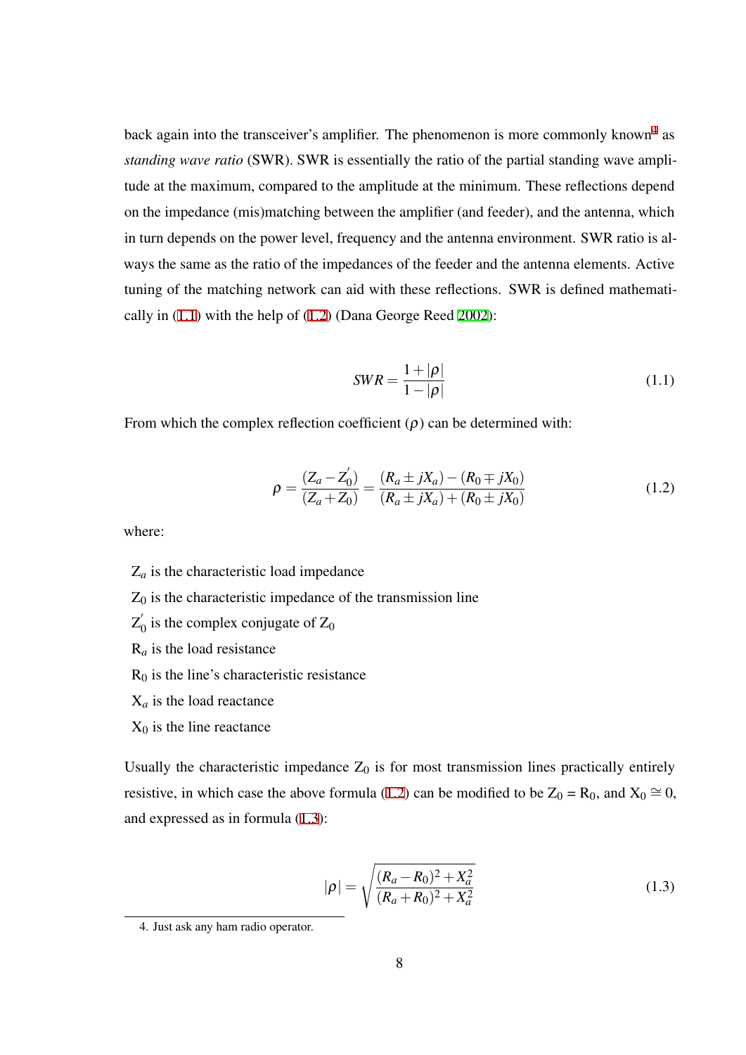back again into the transceiver's amplifier. The phenomenon is more commonly known[4] as *standing wave ratio* (SWR). SWR is essentially the ratio of the partial standing wave amplitude at the maximum, compared to the amplitude at the minimum. These reflections depend on the impedance (mis)matching between the amplifier (and feeder), and the antenna, which in turn depends on the power level, frequency and the antenna environment. SWR ratio is always the same as the ratio of the impedances of the feeder and the antenna elements. Active tuning of the matching network can aid with these reflections. SWR is defined mathematically in (1.1) with the help of (1.2) (Dana George Reed 2002):

$$SWR = \frac{1 + |\rho|}{1 - |\rho|} \tag{1.1}$$

From which the complex reflection coefficient ($\rho$) can be determined with:

$$\rho = \frac{(Z_a - Z_0^{'})}{(Z_a + Z_0)} = \frac{(R_a \pm jX_a) - (R_0 \mp jX_0)}{(R_a \pm jX_a) + (R_0 \pm jX_0)} \tag{1.2}$$

where:

$Z_a$ is the characteristic load impedance
$Z_0$ is the characteristic impedance of the transmission line
$Z_0^{'}$ is the complex conjugate of $Z_0$
$R_a$ is the load resistance
$R_0$ is the line's characteristic resistance
$X_a$ is the load reactance
$X_0$ is the line reactance

Usually the characteristic impedance $Z_0$ is for most transmission lines practically entirely resistive, in which case the above formula (1.2) can be modified to be $Z_0 = R_0$, and $X_0 \cong 0$, and expressed as in formula (1.3):

$$|\rho| = \sqrt{\frac{(R_a - R_0)^2 + X_a^2}{(R_a + R_0)^2 + X_a^2}} \tag{1.3}$$

4. Just ask any ham radio operator.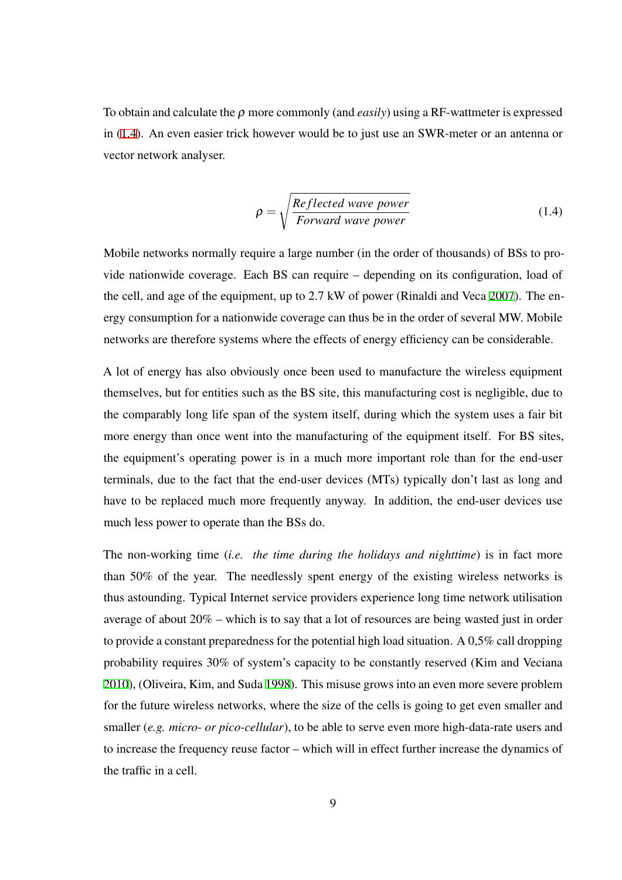To obtain and calculate the $\rho$ more commonly (and *easily*) using a RF-wattmeter is expressed in (1.4). An even easier trick however would be to just use an SWR-meter or an antenna or vector network analyser.

$$\rho = \sqrt{\frac{Reflected\ wave\ power}{Forward\ wave\ power}} \tag{1.4}$$

Mobile networks normally require a large number (in the order of thousands) of BSs to provide nationwide coverage. Each BS can require – depending on its configuration, load of the cell, and age of the equipment, up to 2.7 kW of power (Rinaldi and Veca 2007). The energy consumption for a nationwide coverage can thus be in the order of several MW. Mobile networks are therefore systems where the effects of energy efficiency can be considerable.

A lot of energy has also obviously once been used to manufacture the wireless equipment themselves, but for entities such as the BS site, this manufacturing cost is negligible, due to the comparably long life span of the system itself, during which the system uses a fair bit more energy than once went into the manufacturing of the equipment itself. For BS sites, the equipment's operating power is in a much more important role than for the end-user terminals, due to the fact that the end-user devices (MTs) typically don't last as long and have to be replaced much more frequently anyway. In addition, the end-user devices use much less power to operate than the BSs do.

The non-working time (*i.e. the time during the holidays and nighttime*) is in fact more than 50% of the year. The needlessly spent energy of the existing wireless networks is thus astounding. Typical Internet service providers experience long time network utilisation average of about 20% – which is to say that a lot of resources are being wasted just in order to provide a constant preparedness for the potential high load situation. A 0,5% call dropping probability requires 30% of system's capacity to be constantly reserved (Kim and Veciana 2010), (Oliveira, Kim, and Suda 1998). This misuse grows into an even more severe problem for the future wireless networks, where the size of the cells is going to get even smaller and smaller (*e.g. micro- or pico-cellular*), to be able to serve even more high-data-rate users and to increase the frequency reuse factor – which will in effect further increase the dynamics of the traffic in a cell.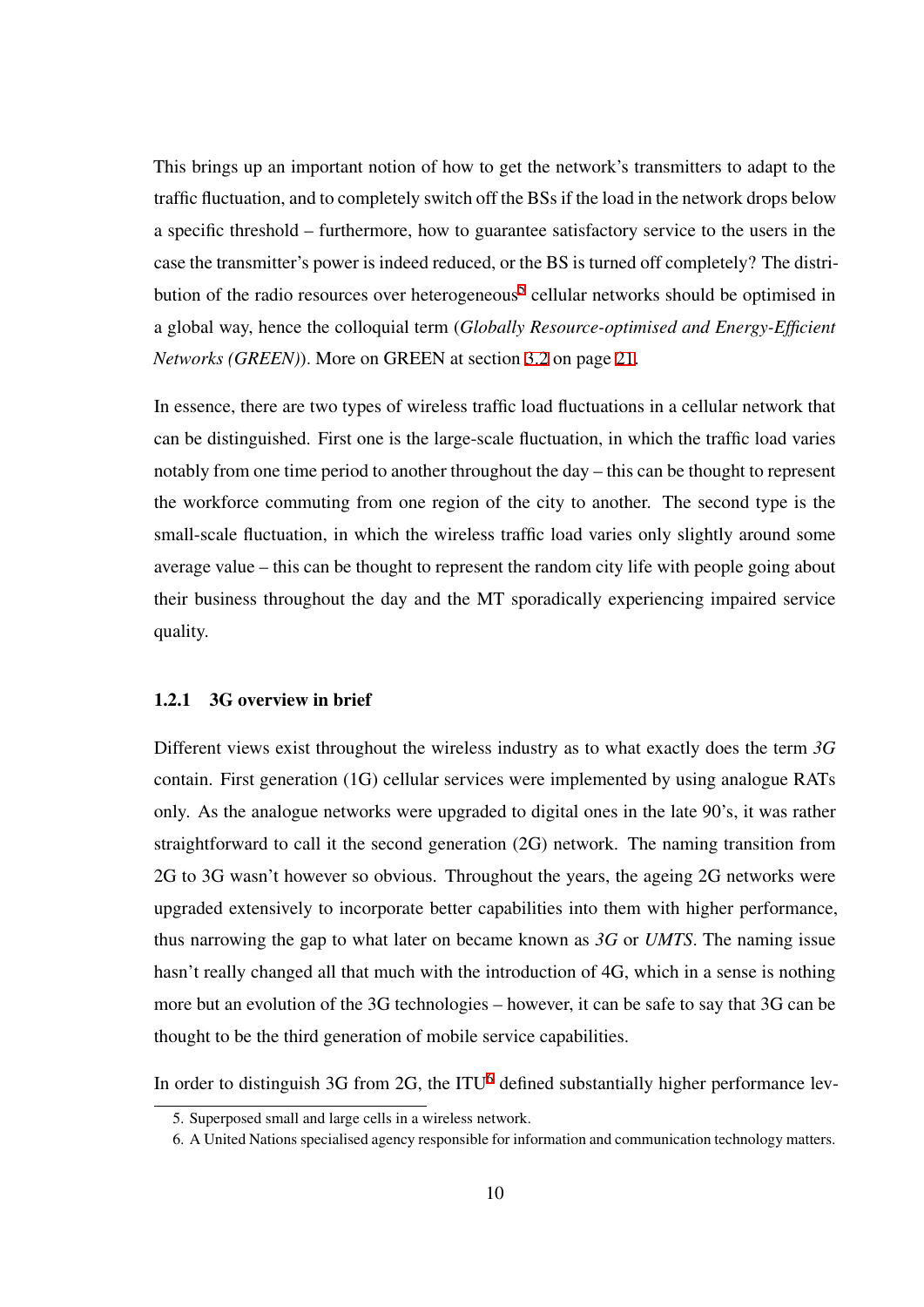This brings up an important notion of how to get the network's transmitters to adapt to the traffic fluctuation, and to completely switch off the BSs if the load in the network drops below a specific threshold – furthermore, how to guarantee satisfactory service to the users in the case the transmitter's power is indeed reduced, or the BS is turned off completely? The distribution of the radio resources over heterogeneous[5] cellular networks should be optimised in a global way, hence the colloquial term (*Globally Resource-optimised and Energy-Efficient Networks (GREEN)*). More on GREEN at section 3.2 on page 21.

In essence, there are two types of wireless traffic load fluctuations in a cellular network that can be distinguished. First one is the large-scale fluctuation, in which the traffic load varies notably from one time period to another throughout the day – this can be thought to represent the workforce commuting from one region of the city to another. The second type is the small-scale fluctuation, in which the wireless traffic load varies only slightly around some average value – this can be thought to represent the random city life with people going about their business throughout the day and the MT sporadically experiencing impaired service quality.

### 1.2.1 3G overview in brief

Different views exist throughout the wireless industry as to what exactly does the term *3G* contain. First generation (1G) cellular services were implemented by using analogue RATs only. As the analogue networks were upgraded to digital ones in the late 90's, it was rather straightforward to call it the second generation (2G) network. The naming transition from 2G to 3G wasn't however so obvious. Throughout the years, the ageing 2G networks were upgraded extensively to incorporate better capabilities into them with higher performance, thus narrowing the gap to what later on became known as *3G* or *UMTS*. The naming issue hasn't really changed all that much with the introduction of 4G, which in a sense is nothing more but an evolution of the 3G technologies – however, it can be safe to say that 3G can be thought to be the third generation of mobile service capabilities.

In order to distinguish 3G from 2G, the ITU[6] defined substantially higher performance lev-

5. Superposed small and large cells in a wireless network.
6. A United Nations specialised agency responsible for information and communication technology matters.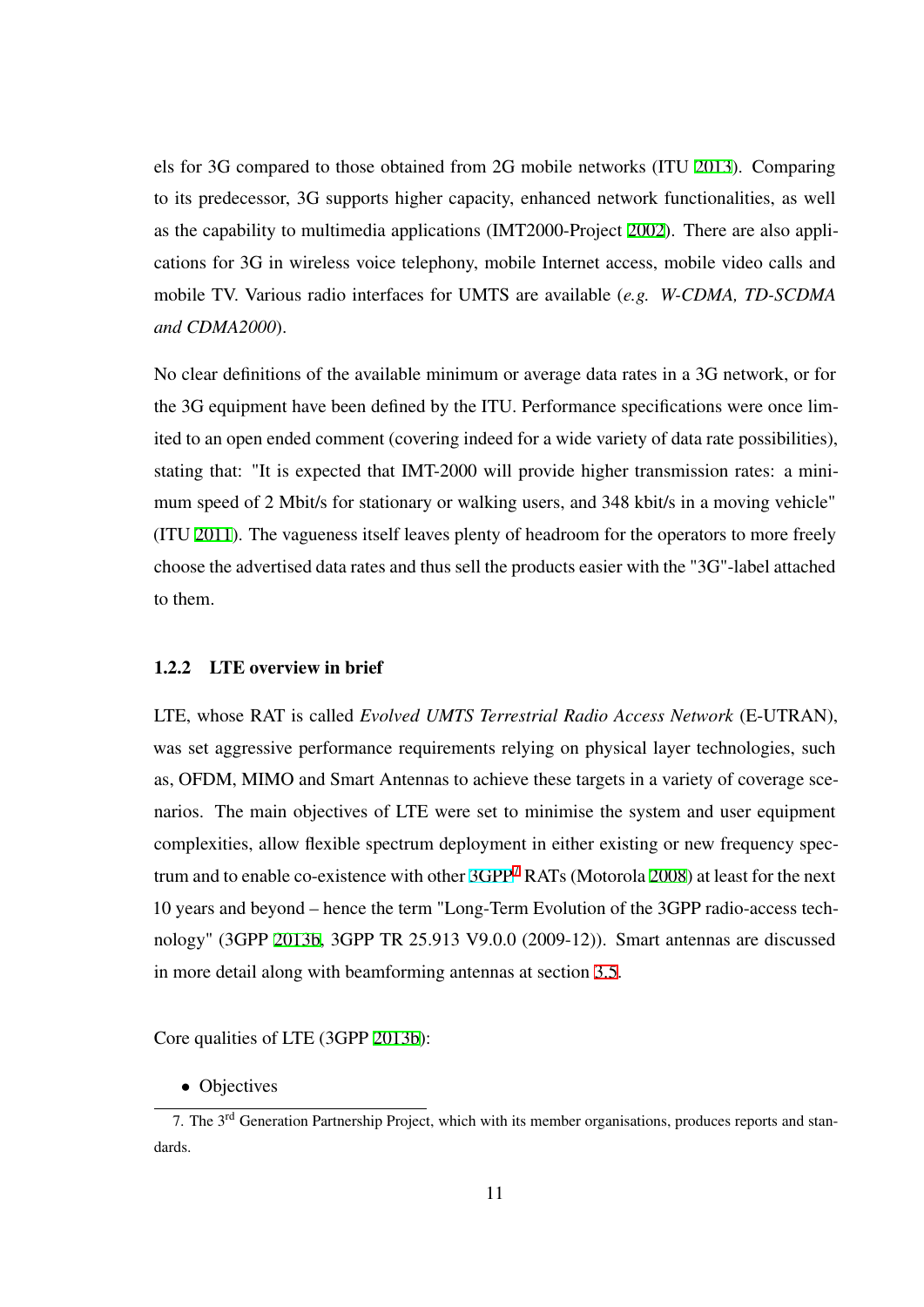els for 3G compared to those obtained from 2G mobile networks (ITU 2013). Comparing to its predecessor, 3G supports higher capacity, enhanced network functionalities, as well as the capability to multimedia applications (IMT2000-Project 2002). There are also applications for 3G in wireless voice telephony, mobile Internet access, mobile video calls and mobile TV. Various radio interfaces for UMTS are available (*e.g. W-CDMA, TD-SCDMA and CDMA2000*).

No clear definitions of the available minimum or average data rates in a 3G network, or for the 3G equipment have been defined by the ITU. Performance specifications were once limited to an open ended comment (covering indeed for a wide variety of data rate possibilities), stating that: "It is expected that IMT-2000 will provide higher transmission rates: a minimum speed of 2 Mbit/s for stationary or walking users, and 348 kbit/s in a moving vehicle" (ITU 2011). The vagueness itself leaves plenty of headroom for the operators to more freely choose the advertised data rates and thus sell the products easier with the "3G"-label attached to them.

### 1.2.2 LTE overview in brief

LTE, whose RAT is called *Evolved UMTS Terrestrial Radio Access Network* (E-UTRAN), was set aggressive performance requirements relying on physical layer technologies, such as, OFDM, MIMO and Smart Antennas to achieve these targets in a variety of coverage scenarios. The main objectives of LTE were set to minimise the system and user equipment complexities, allow flexible spectrum deployment in either existing or new frequency spectrum and to enable co-existence with other 3GPP[7] RATs (Motorola 2008) at least for the next 10 years and beyond – hence the term "Long-Term Evolution of the 3GPP radio-access technology" (3GPP 2013b, 3GPP TR 25.913 V9.0.0 (2009-12)). Smart antennas are discussed in more detail along with beamforming antennas at section 3.5.

Core qualities of LTE (3GPP 2013b):

- Objectives

7. The 3rd Generation Partnership Project, which with its member organisations, produces reports and standards.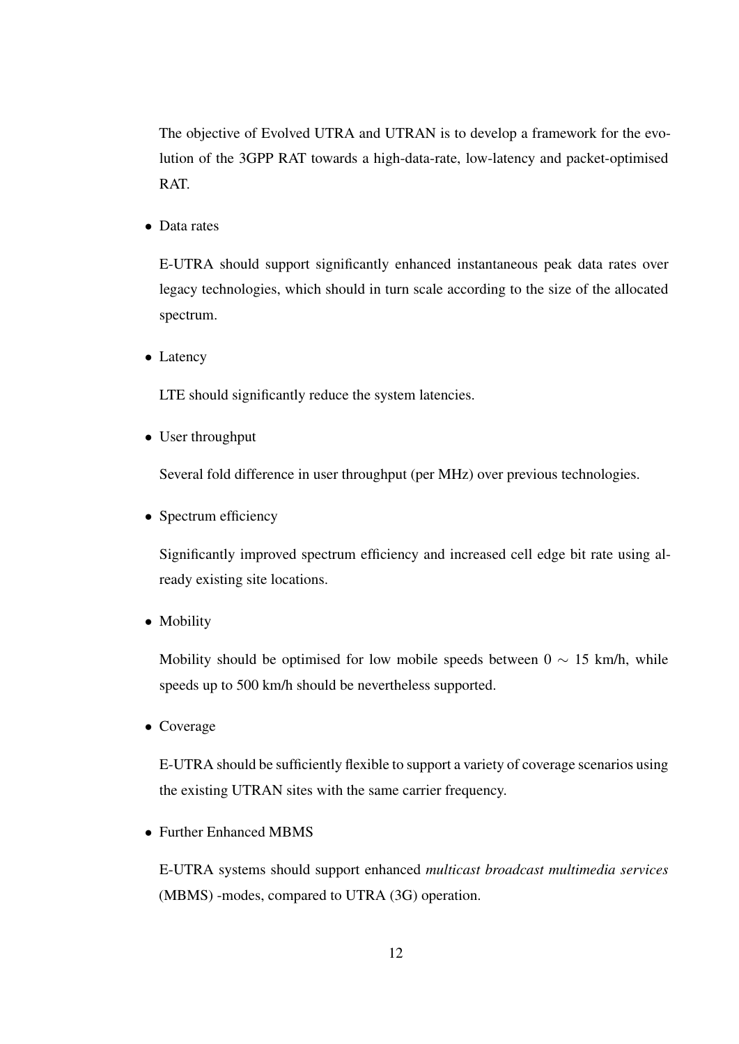The objective of Evolved UTRA and UTRAN is to develop a framework for the evolution of the 3GPP RAT towards a high-data-rate, low-latency and packet-optimised RAT.

- Data rates

  E-UTRA should support significantly enhanced instantaneous peak data rates over legacy technologies, which should in turn scale according to the size of the allocated spectrum.

- Latency

  LTE should significantly reduce the system latencies.

- User throughput

  Several fold difference in user throughput (per MHz) over previous technologies.

- Spectrum efficiency

  Significantly improved spectrum efficiency and increased cell edge bit rate using already existing site locations.

- Mobility

  Mobility should be optimised for low mobile speeds between $0 \sim 15$ km/h, while speeds up to 500 km/h should be nevertheless supported.

- Coverage

  E-UTRA should be sufficiently flexible to support a variety of coverage scenarios using the existing UTRAN sites with the same carrier frequency.

- Further Enhanced MBMS

  E-UTRA systems should support enhanced *multicast broadcast multimedia services* (MBMS) -modes, compared to UTRA (3G) operation.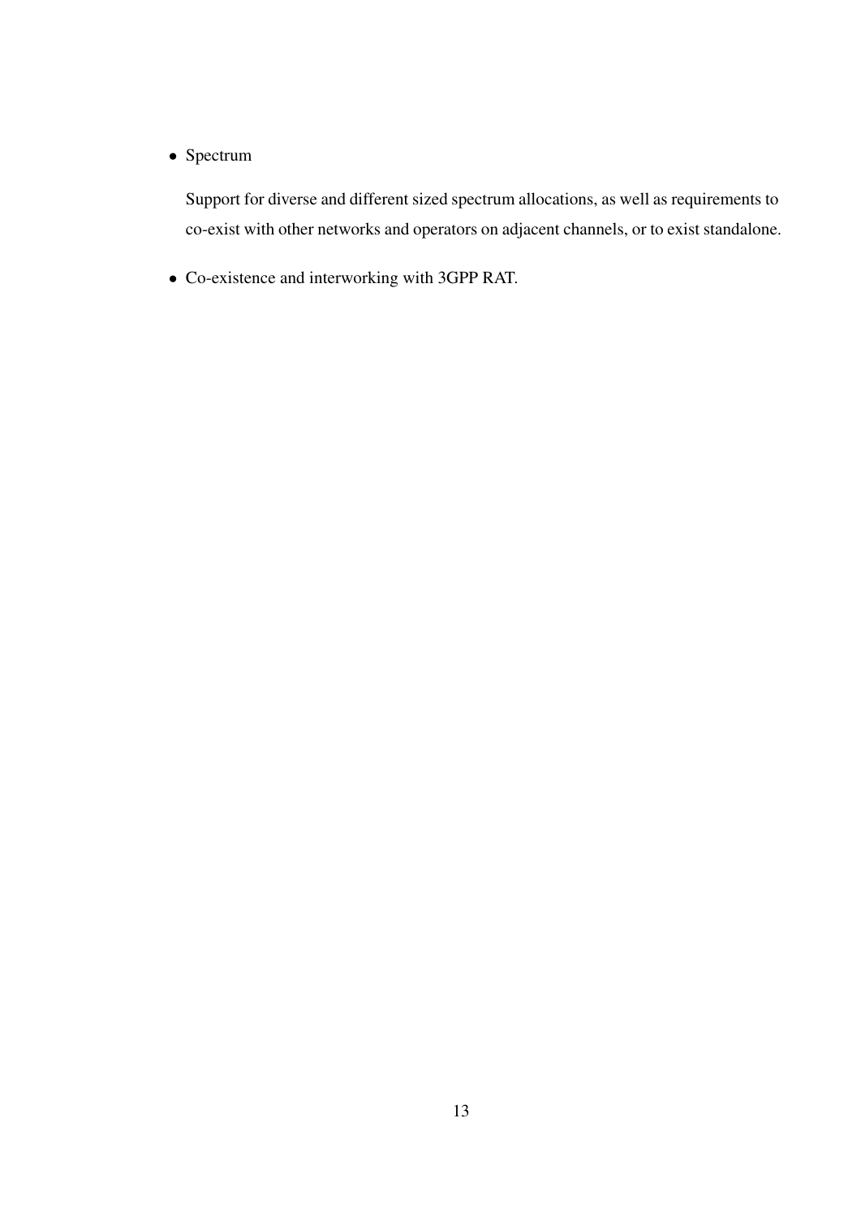- Spectrum

  Support for diverse and different sized spectrum allocations, as well as requirements to co-exist with other networks and operators on adjacent channels, or to exist standalone.

- Co-existence and interworking with 3GPP RAT.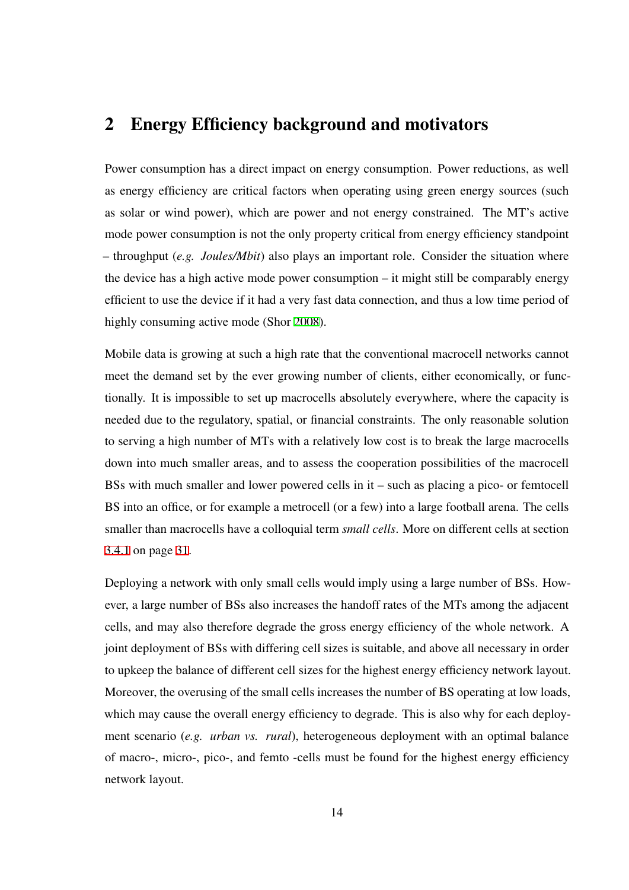# 2 Energy Efficiency background and motivators

Power consumption has a direct impact on energy consumption. Power reductions, as well as energy efficiency are critical factors when operating using green energy sources (such as solar or wind power), which are power and not energy constrained. The MT's active mode power consumption is not the only property critical from energy efficiency standpoint – throughput (*e.g. Joules/Mbit*) also plays an important role. Consider the situation where the device has a high active mode power consumption – it might still be comparably energy efficient to use the device if it had a very fast data connection, and thus a low time period of highly consuming active mode (Shor 2008).

Mobile data is growing at such a high rate that the conventional macrocell networks cannot meet the demand set by the ever growing number of clients, either economically, or functionally. It is impossible to set up macrocells absolutely everywhere, where the capacity is needed due to the regulatory, spatial, or financial constraints. The only reasonable solution to serving a high number of MTs with a relatively low cost is to break the large macrocells down into much smaller areas, and to assess the cooperation possibilities of the macrocell BSs with much smaller and lower powered cells in it – such as placing a pico- or femtocell BS into an office, or for example a metrocell (or a few) into a large football arena. The cells smaller than macrocells have a colloquial term *small cells*. More on different cells at section 3.4.1 on page 31.

Deploying a network with only small cells would imply using a large number of BSs. However, a large number of BSs also increases the handoff rates of the MTs among the adjacent cells, and may also therefore degrade the gross energy efficiency of the whole network. A joint deployment of BSs with differing cell sizes is suitable, and above all necessary in order to upkeep the balance of different cell sizes for the highest energy efficiency network layout. Moreover, the overusing of the small cells increases the number of BS operating at low loads, which may cause the overall energy efficiency to degrade. This is also why for each deployment scenario (*e.g. urban vs. rural*), heterogeneous deployment with an optimal balance of macro-, micro-, pico-, and femto -cells must be found for the highest energy efficiency network layout.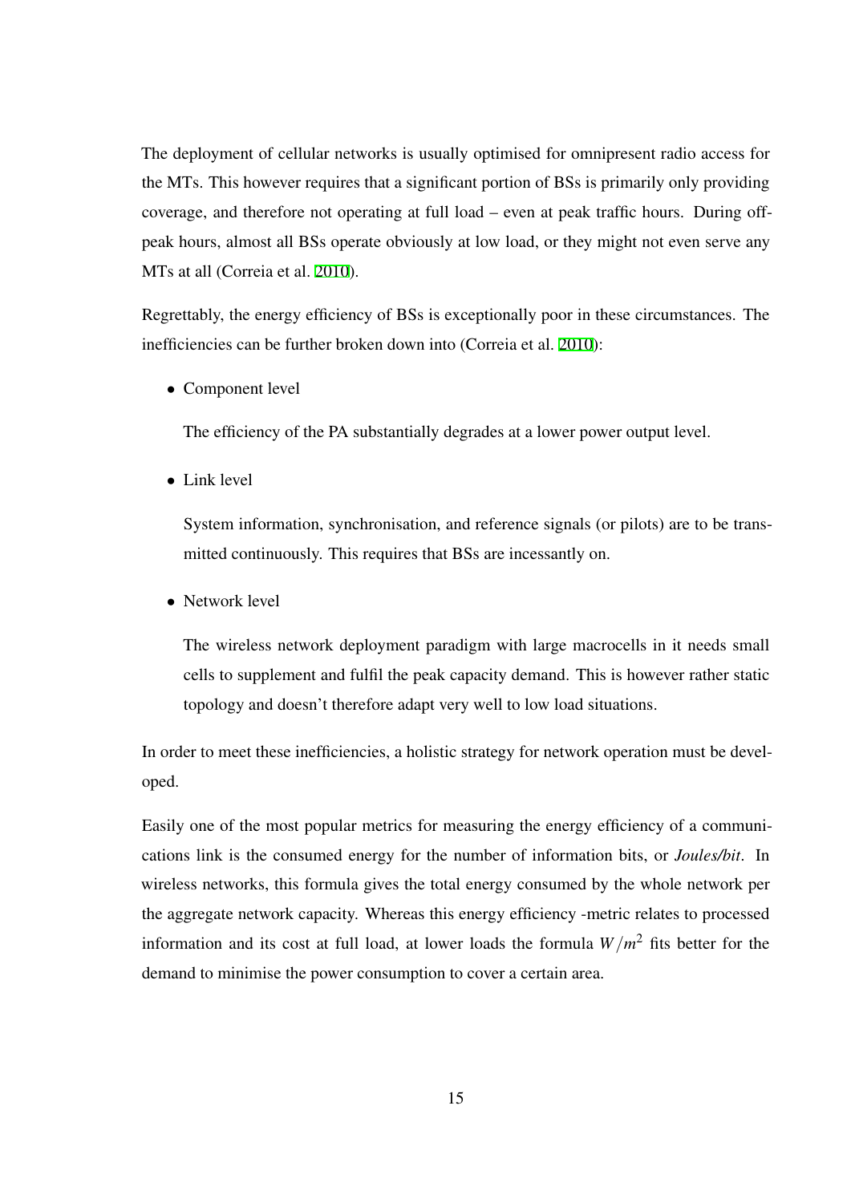The deployment of cellular networks is usually optimised for omnipresent radio access for the MTs. This however requires that a significant portion of BSs is primarily only providing coverage, and therefore not operating at full load – even at peak traffic hours. During off-peak hours, almost all BSs operate obviously at low load, or they might not even serve any MTs at all (Correia et al. 2010).

Regrettably, the energy efficiency of BSs is exceptionally poor in these circumstances. The inefficiencies can be further broken down into (Correia et al. 2010):

- Component level

  The efficiency of the PA substantially degrades at a lower power output level.

- Link level

  System information, synchronisation, and reference signals (or pilots) are to be transmitted continuously. This requires that BSs are incessantly on.

- Network level

  The wireless network deployment paradigm with large macrocells in it needs small cells to supplement and fulfil the peak capacity demand. This is however rather static topology and doesn't therefore adapt very well to low load situations.

In order to meet these inefficiencies, a holistic strategy for network operation must be developed.

Easily one of the most popular metrics for measuring the energy efficiency of a communications link is the consumed energy for the number of information bits, or *Joules/bit*. In wireless networks, this formula gives the total energy consumed by the whole network per the aggregate network capacity. Whereas this energy efficiency -metric relates to processed information and its cost at full load, at lower loads the formula $W/m^2$ fits better for the demand to minimise the power consumption to cover a certain area.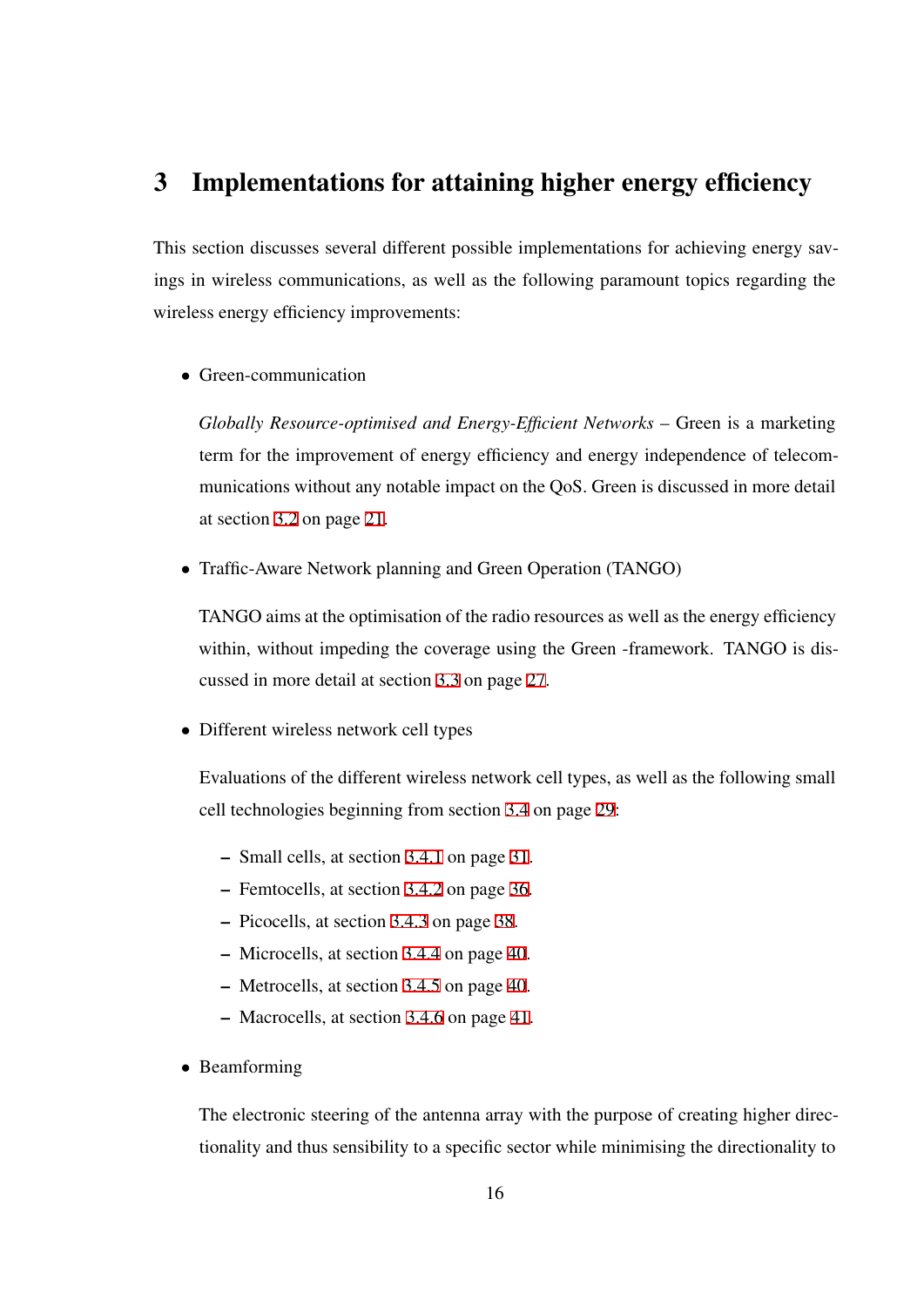# 3 Implementations for attaining higher energy efficiency

This section discusses several different possible implementations for achieving energy savings in wireless communications, as well as the following paramount topics regarding the wireless energy efficiency improvements:

- Green-communication

  *Globally Resource-optimised and Energy-Efficient Networks* – Green is a marketing term for the improvement of energy efficiency and energy independence of telecommunications without any notable impact on the QoS. Green is discussed in more detail at section 3.2 on page 21.

- Traffic-Aware Network planning and Green Operation (TANGO)

  TANGO aims at the optimisation of the radio resources as well as the energy efficiency within, without impeding the coverage using the Green -framework. TANGO is discussed in more detail at section 3.3 on page 27.

- Different wireless network cell types

  Evaluations of the different wireless network cell types, as well as the following small cell technologies beginning from section 3.4 on page 29:

  - Small cells, at section 3.4.1 on page 31.
  - Femtocells, at section 3.4.2 on page 36.
  - Picocells, at section 3.4.3 on page 38.
  - Microcells, at section 3.4.4 on page 40.
  - Metrocells, at section 3.4.5 on page 40.
  - Macrocells, at section 3.4.6 on page 41.

- Beamforming

  The electronic steering of the antenna array with the purpose of creating higher directionality and thus sensibility to a specific sector while minimising the directionality to